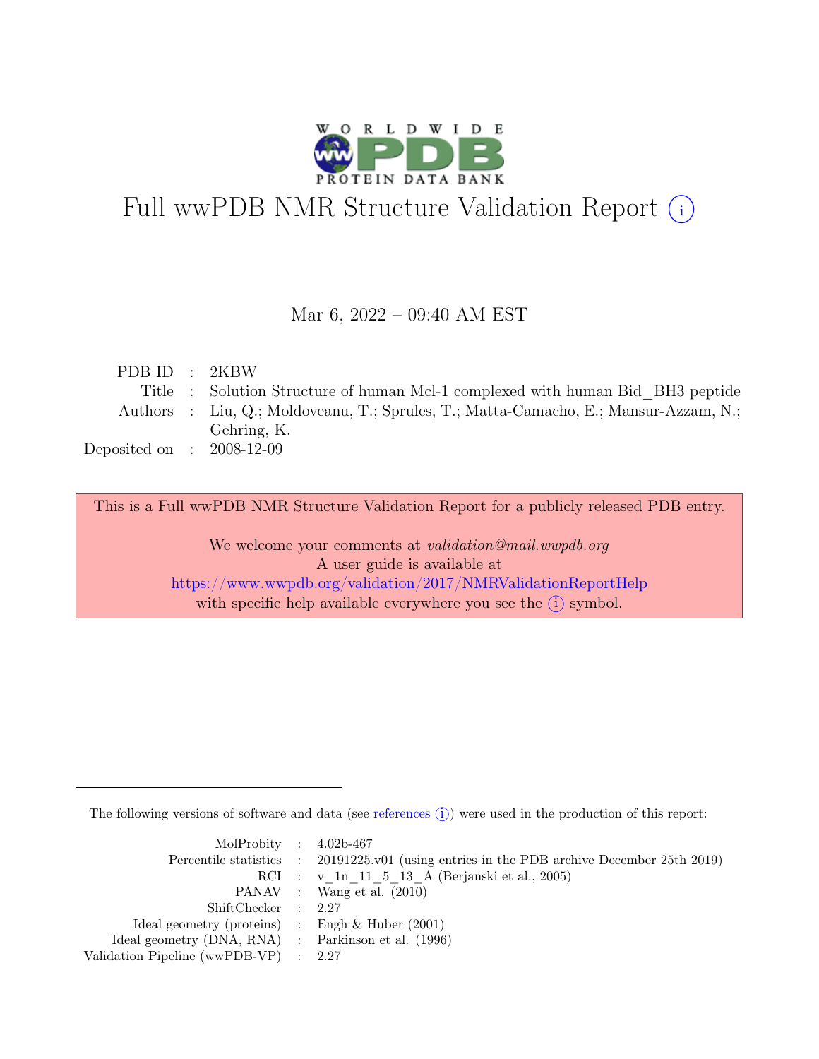# Full wwPDB NMR Structure Validation Report (i)

Mar 6, 2022 – 09:40 AM EST

| | | |
|---|---|---|
| PDB ID | : | 2KBW |
| Title | : | Solution Structure of human Mcl-1 complexed with human Bid_BH3 peptide |
| Authors | : | Liu, Q.; Moldoveanu, T.; Sprules, T.; Matta-Camacho, E.; Mansur-Azzam, N.; Gehring, K. |
| Deposited on | : | 2008-12-09 |

This is a Full wwPDB NMR Structure Validation Report for a publicly released PDB entry.

We welcome your comments at *validation@mail.wwpdb.org*
A user guide is available at
https://www.wwpdb.org/validation/2017/NMRValidationReportHelp
with specific help available everywhere you see the (i) symbol.

The following versions of software and data (see references (i)) were used in the production of this report:

| | | |
|---|---|---|
| MolProbity | : | 4.02b-467 |
| Percentile statistics | : | 20191225.v01 (using entries in the PDB archive December 25th 2019) |
| RCI | : | v_1n_11_5_13_A (Berjanski et al., 2005) |
| PANAV | : | Wang et al. (2010) |
| ShiftChecker | : | 2.27 |
| Ideal geometry (proteins) | : | Engh & Huber (2001) |
| Ideal geometry (DNA, RNA) | : | Parkinson et al. (1996) |
| Validation Pipeline (wwPDB-VP) | : | 2.27 |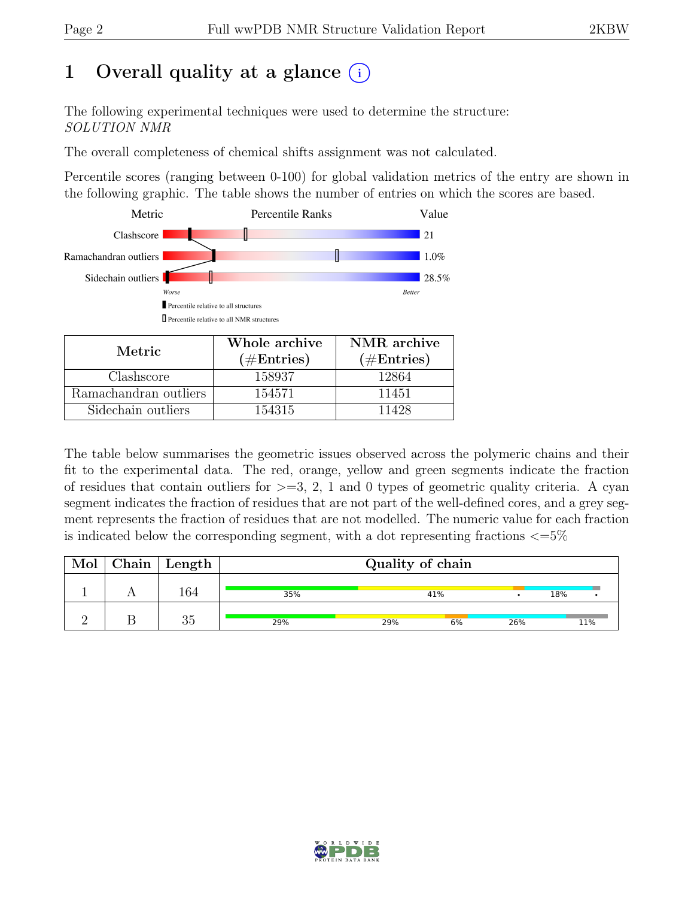# 1 Overall quality at a glance (i)

The following experimental techniques were used to determine the structure:
*SOLUTION NMR*

The overall completeness of chemical shifts assignment was not calculated.

Percentile scores (ranging between 0-100) for global validation metrics of the entry are shown in the following graphic. The table shows the number of entries on which the scores are based.

| Metric | Value |
|---|---|
| Clashscore | 21 |
| Ramachandran outliers | 1.0% |
| Sidechain outliers | 28.5% |

| Metric | Whole archive (#Entries) | NMR archive (#Entries) |
|---|---|---|
| Clashscore | 158937 | 12864 |
| Ramachandran outliers | 154571 | 11451 |
| Sidechain outliers | 154315 | 11428 |

The table below summarises the geometric issues observed across the polymeric chains and their fit to the experimental data. The red, orange, yellow and green segments indicate the fraction of residues that contain outliers for >=3, 2, 1 and 0 types of geometric quality criteria. A cyan segment indicates the fraction of residues that are not part of the well-defined cores, and a grey segment represents the fraction of residues that are not modelled. The numeric value for each fraction is indicated below the corresponding segment, with a dot representing fractions <=5%

| Mol | Chain | Length | Quality of chain |
|---|---|---|---|
| 1 | A | 164 | 35% 41% • 18% • |
| 2 | B | 35 | 29% 29% 6% 26% 11% |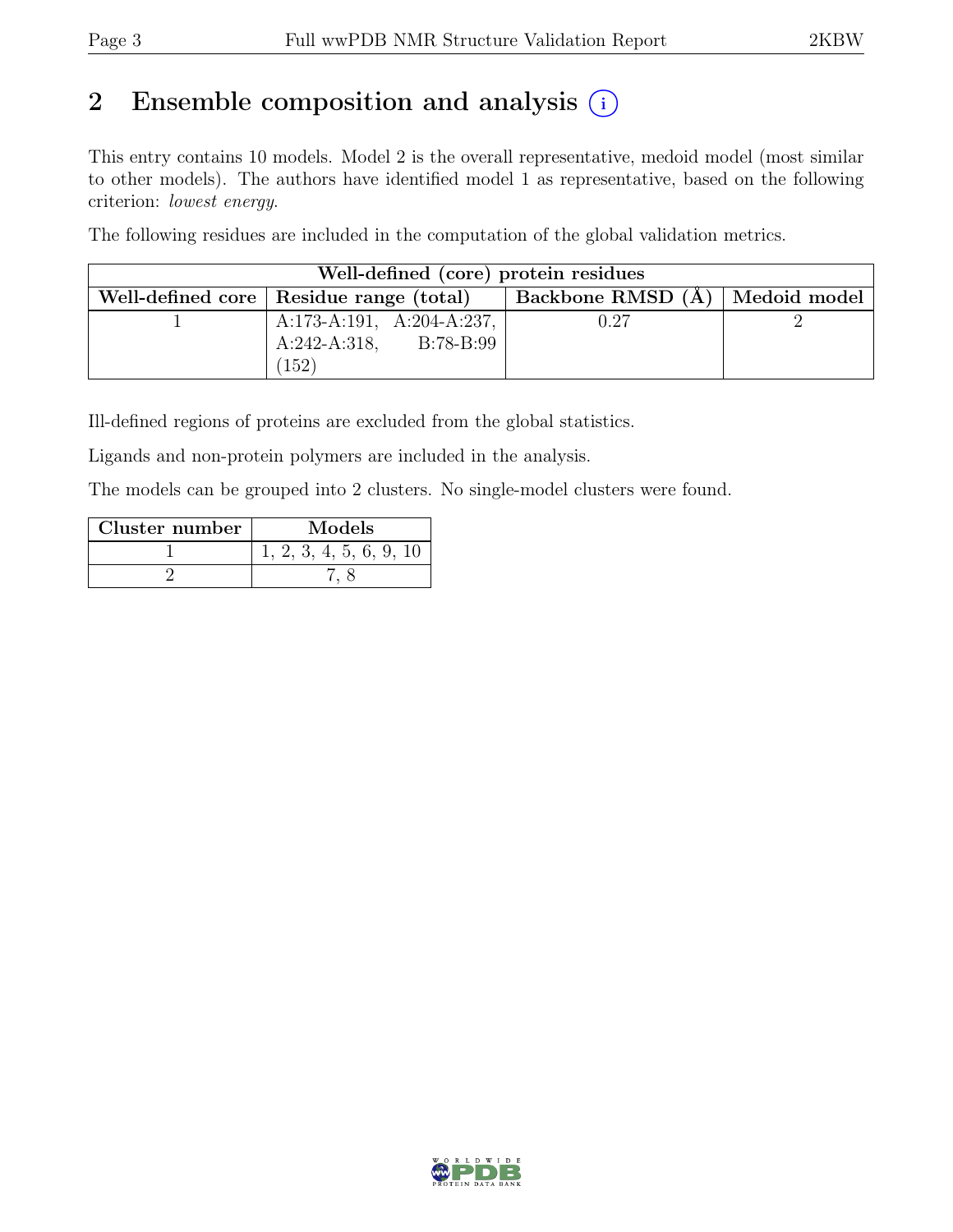# 2 Ensemble composition and analysis (i)

This entry contains 10 models. Model 2 is the overall representative, medoid model (most similar to other models). The authors have identified model 1 as representative, based on the following criterion: *lowest energy*.

The following residues are included in the computation of the global validation metrics.

| Well-defined (core) protein residues | | | |
|---|---|---|---|
| Well-defined core | Residue range (total) | Backbone RMSD (Å) | Medoid model |
| 1 | A:173-A:191, A:204-A:237, A:242-A:318, B:78-B:99 (152) | 0.27 | 2 |

Ill-defined regions of proteins are excluded from the global statistics.

Ligands and non-protein polymers are included in the analysis.

The models can be grouped into 2 clusters. No single-model clusters were found.

| Cluster number | Models |
|---|---|
| 1 | 1, 2, 3, 4, 5, 6, 9, 10 |
| 2 | 7, 8 |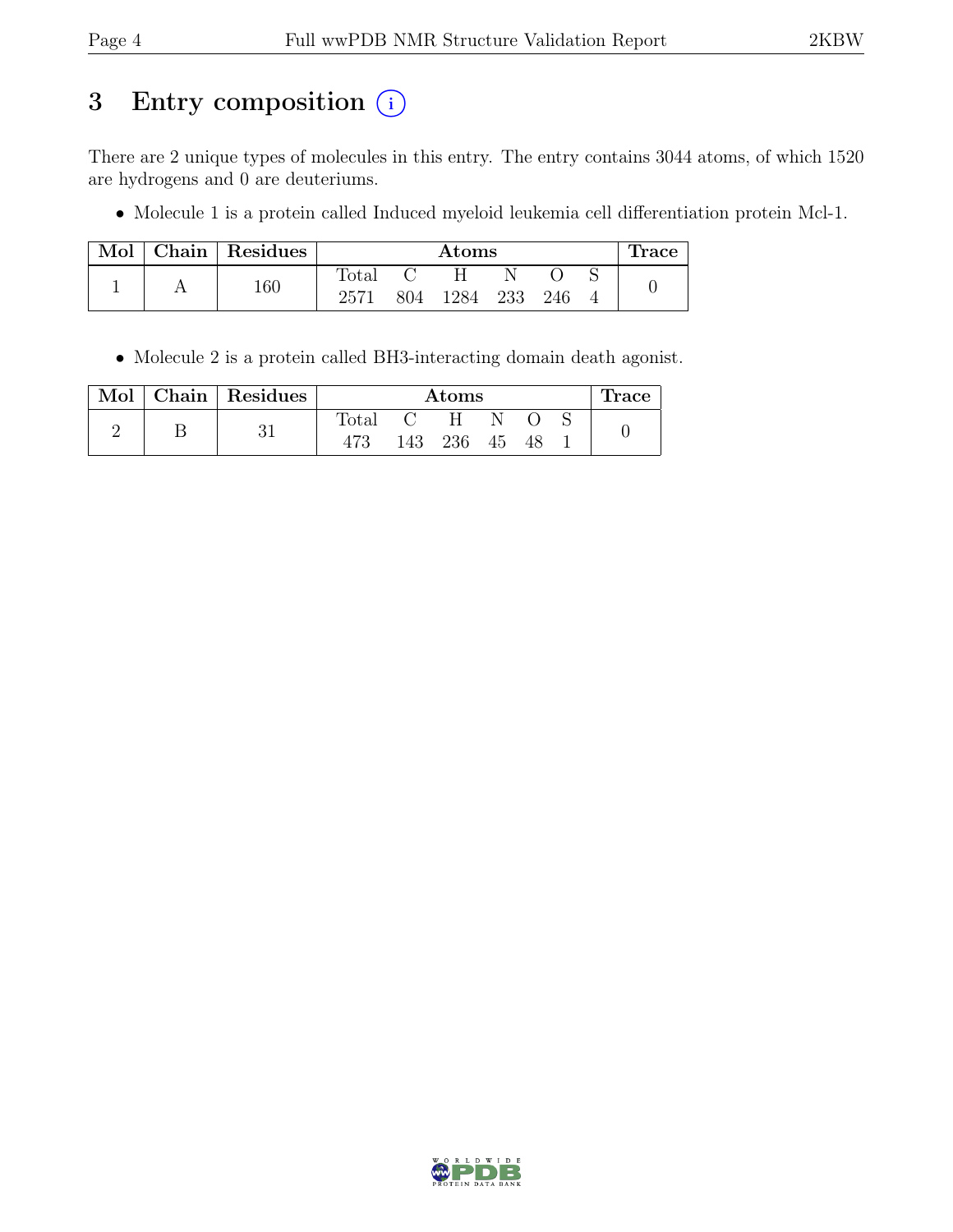# 3 Entry composition (i)

There are 2 unique types of molecules in this entry. The entry contains 3044 atoms, of which 1520 are hydrogens and 0 are deuteriums.

- Molecule 1 is a protein called Induced myeloid leukemia cell differentiation protein Mcl-1.

| Mol | Chain | Residues | Atoms | | | | | | Trace |
|---|---|---|---|---|---|---|---|---|---|
| | | | Total | C | H | N | O | S | |
| 1 | A | 160 | 2571 | 804 | 1284 | 233 | 246 | 4 | 0 |

- Molecule 2 is a protein called BH3-interacting domain death agonist.

| Mol | Chain | Residues | Atoms | | | | | | Trace |
|---|---|---|---|---|---|---|---|---|---|
| | | | Total | C | H | N | O | S | |
| 2 | B | 31 | 473 | 143 | 236 | 45 | 48 | 1 | 0 |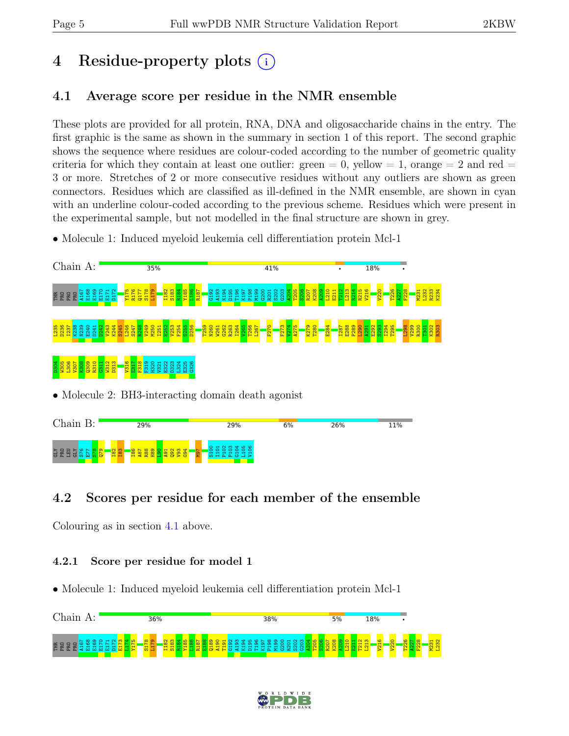# 4 Residue-property plots

## 4.1 Average score per residue in the NMR ensemble

These plots are provided for all protein, RNA, DNA and oligosaccharide chains in the entry. The first graphic is the same as shown in the summary in section 1 of this report. The second graphic shows the sequence where residues are colour-coded according to the number of geometric quality criteria for which they contain at least one outlier: green = 0, yellow = 1, orange = 2 and red = 3 or more. Stretches of 2 or more consecutive residues without any outliers are shown as green connectors. Residues which are classified as ill-defined in the NMR ensemble, are shown in cyan with an underline colour-coded according to the previous scheme. Residues which were present in the experimental sample, but not modelled in the final structure are shown in grey.

- Molecule 1: Induced myeloid leukemia cell differentiation protein Mcl-1

Chain A: 35% 41% • 18% •

THR PRO PRO PRO A167 E168 E169 E170 E171 D172 Y175 R176 Q177 S178 L179 I182 S183 R184 Y185 L186 R187 G192 A193 K194 D195 T196 K197 P198 M199 G200 R201 S202 G203 A204 T205 S206 R207 K208 A209 L210 E211 T212 L213 R214 R215 V216 V220 T226 A227 F228 M231 L232 R233 K234 L235 D236 I237 K238 N239 E240 D241 D242 V243 K244 S245 L246 S247 R248 V249 M250 I251 H252 V253 F254 S255 D256 T259 N260 W261 G262 R263 I264 V265 T266 L267 F270 F273 V274 A275 K279 T280 E284 I287 E288 P289 L290 A291 E292 S293 I294 T295 L298 V299 R300 T301 K302 R303 D304 W305 L306 V307 K308 Q309 R310 G311 W312 D313 V316 E317 F318 F319 H320 V321 E322 D323 L324 E325 G326

- Molecule 2: BH3-interacting domain death agonist

Chain B: 29% 29% 6% 26% 11%

GLY PRO LEU GLY S76 E77 S78 Q79 I82 I83 I86 A87 R88 H89 L90 A91 Q92 V93 G94 M97 S100 I101 P102 P103 G104 L105 V106

## 4.2 Scores per residue for each member of the ensemble

Colouring as in section 4.1 above.

### 4.2.1 Score per residue for model 1

- Molecule 1: Induced myeloid leukemia cell differentiation protein Mcl-1

Chain A: 36% 38% 5% 18% •

THR PRO PRO PRO A167 E168 E169 E170 E171 D172 E173 L174 Y175 S178 L179 I182 S183 R184 Y185 L186 R187 E188 Q189 A190 T191 G192 A193 K194 D195 T196 K197 P198 M199 G200 R201 S202 G203 A204 T205 S206 R207 K208 A209 L210 E211 T212 L213 V216 V220 T226 A227 F228 M231 L232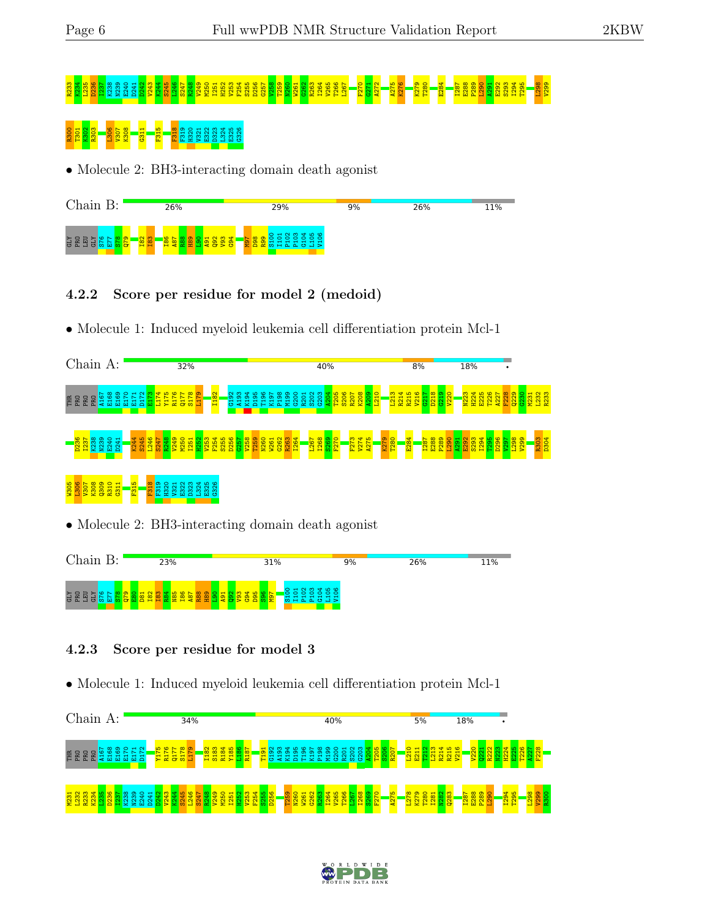R233 K234 L235 D236 I237 K238 N239 E240 D241 D242 V243 K244 S245 L246 S247 R248 V249 M250 I251 H252 V253 F254 S255 D256 G257 V258 T259 N260 W261 G262 R263 I264 V265 T266 L267 F270 G271 A272 A275 K276 K279 T280 E284 I287 E288 P289 L290 A291 E292 S293 I294 T295 L298 V299

R300 T301 K302 R303 L306 V307 K308 G311 F315 F318 F319 H320 V321 E322 D323 L324 E325 G326

- Molecule 2: BH3-interacting domain death agonist

Chain B: 26% | 29% | 9% | 26% | 11%

GLY PRO LEU GLY S76 E77 S78 Q79 I82 I83 I86 A87 R88 H89 L90 A91 Q92 V93 G94 M97 D98 R99 S100 I101 P102 P103 G104 L105 V106

### 4.2.2 Score per residue for model 2 (medoid)

- Molecule 1: Induced myeloid leukemia cell differentiation protein Mcl-1

Chain A: 32% | 40% | 8% | 18% | •

THR PRO PRO PRO A167 E168 E169 E170 E171 D172 E173 L174 Y175 R176 Q177 S178 L179 I182 G192 A193 K194 D195 T196 K197 P198 M199 G200 R201 S202 G203 A204 T205 S206 K207 R208 A209 L210 L213 R214 R215 V216 G217 D218 G219 V220 N223 H224 E225 T226 A227 F228 Q229 G230 M231 L232 R233

D236 I237 K238 N239 E240 D241 K244 S245 L246 S247 R248 V249 M250 I251 H252 V253 F254 S255 D256 G257 V258 T259 N260 W261 G262 R263 I264 L267 I268 S269 F270 F273 V274 A275 K279 T280 E284 I287 E288 P289 L290 A291 E292 S293 I294 T295 D296 V297 L298 V299 R303 D304

W305 L306 V307 K308 Q309 R310 G311 F315 F318 F319 H320 V321 E322 D323 L324 E325 G326

- Molecule 2: BH3-interacting domain death agonist

Chain B: 23% | 31% | 9% | 26% | 11%

GLY PRO LEU GLY S76 E77 S78 Q79 E80 D81 I82 I83 R84 N85 I86 A87 R88 H89 L90 A91 Q92 V93 G94 D95 S96 M97 S100 I101 P102 P103 G104 L105 V106

### 4.2.3 Score per residue for model 3

- Molecule 1: Induced myeloid leukemia cell differentiation protein Mcl-1

Chain A: 34% | 40% | 5% | 18% | •

THR PRO PRO PRO A167 E168 E169 E170 E171 D172 Y175 R176 Q177 S178 L179 I182 S183 R184 Y185 L186 R187 T191 G192 A193 K194 D195 T196 K197 P198 M199 G200 R201 S202 G203 A204 T205 S206 R207 L210 E211 T212 L213 R214 R215 V216 V220 Q221 R222 N223 H224 E225 T226 A227 F228

M231 L232 R233 K234 L235 D236 I237 K238 N239 E240 D241 D242 V243 K244 S245 L246 S247 R248 V249 M250 I251 H252 V253 F254 S255 D256 T259 N260 W261 G262 R263 I264 V265 T266 L267 I268 S269 F270 A275 L278 K279 T280 I281 N282 Q283 I287 E288 P289 L290 I294 T295 L298 V299 R300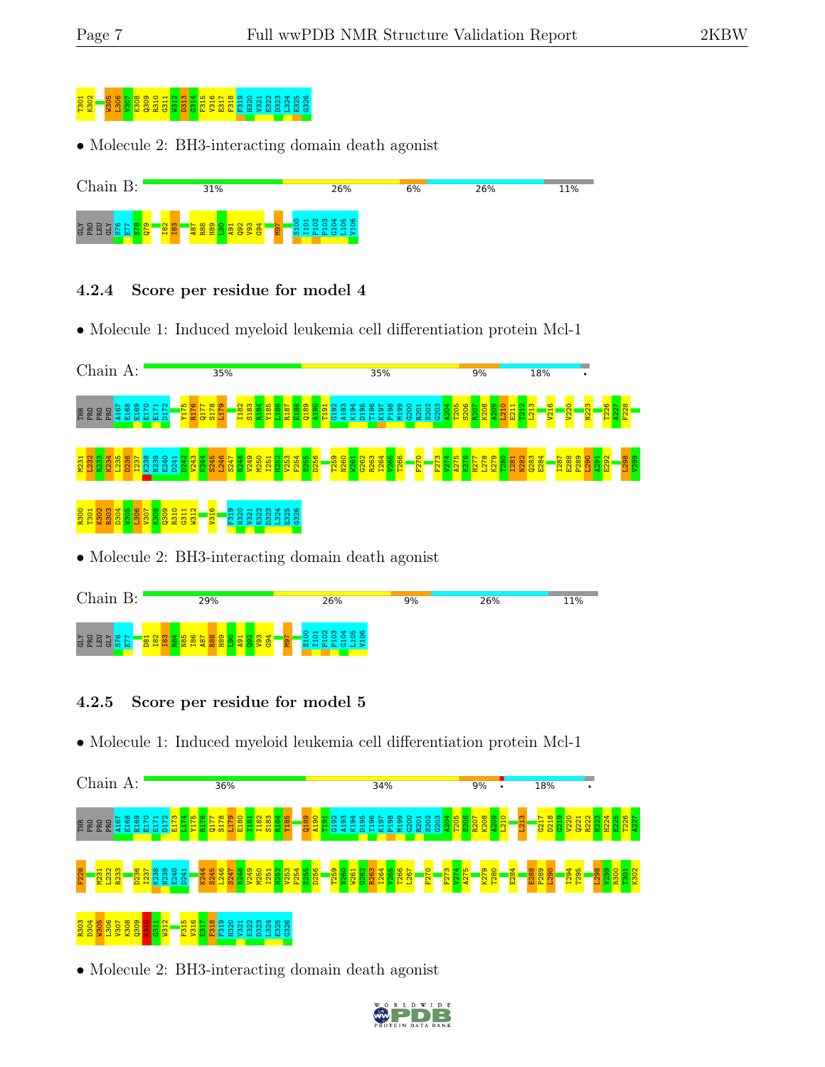T301 K302 W305 L306 V307 K308 Q309 R310 G311 W312 D313 G314 F315 V316 E317 F318 F319 H320 V321 E322 D323 L324 E325 G326

• Molecule 2: BH3-interacting domain death agonist

Chain B: 31% | 26% | 6% | 26% | 11%

GLY PRO LEU GLY S76 E77 S78 Q79 I82 I83 A87 R88 H89 L90 A91 Q92 V93 G94 M97 S100 I101 P102 P103 G104 L105 V106

### 4.2.4 Score per residue for model 4

• Molecule 1: Induced myeloid leukemia cell differentiation protein Mcl-1

Chain A: 35% | 35% | 9% | 18% | •

THR PRO PRO PRO A167 E168 E169 E170 E171 D172 Y175 R176 Q177 S178 L179 I182 S183 R184 Y185 L186 R187 E188 Q189 A190 T191 G192 A193 K194 D195 T196 K197 P198 M199 G200 R201 S202 G203 A204 T205 S206 R207 K208 A209 L210 E211 T212 L213 V216 V220 N223 T226 A227 F228 M231 L232 R233 K234 L235 D236 I237 K238 N239 E240 D241 D242 V243 K244 S245 L246 S247 R248 V249 M250 I251 H252 V253 F254 S255 D256 T259 N260 W261 G262 R263 I264 V265 T266 F270 F273 V274 A275 K276 H277 L278 K279 T280 I281 N282 Q283 E284 I287 E288 P289 L290 A291 E292 L298 V299 R300 T301 K302 R303 D304 W305 L306 V307 K308 Q309 R310 G311 W312 V316 F319 H320 V321 E322 D323 L324 E325 G326

• Molecule 2: BH3-interacting domain death agonist

Chain B: 29% | 26% | 9% | 26% | 11%

GLY PRO LEU GLY S76 E77 D81 I82 I83 R84 N85 I86 A87 R88 H89 L90 A91 Q92 V93 G94 M97 S100 I101 P102 P103 G104 L105 V106

### 4.2.5 Score per residue for model 5

• Molecule 1: Induced myeloid leukemia cell differentiation protein Mcl-1

Chain A: 36% | 34% | 9% | • | 18% | •

THR PRO PRO PRO A167 E168 E169 E170 E171 D172 E173 L174 Y175 R176 Q177 S178 L179 E180 I181 I182 S183 R184 Y185 Q189 A190 T191 G192 A193 K194 D195 T196 K197 P198 M199 G200 R201 S202 G203 A204 T205 S206 R207 K208 A209 L210 L213 G217 D218 G219 V220 Q221 R222 N223 H224 E225 T226 A227 F228 M231 L232 R233 D236 I237 K238 N239 E240 D241 K244 S245 L246 S247 R248 V249 M250 I251 H252 V253 F254 S255 D256 T259 N260 W261 G262 R263 I264 V265 T266 L267 F270 F273 V274 A275 K279 T280 E284 E288 P289 L290 I294 T295 L298 V299 R300 T301 K302 R303 D304 W305 L306 V307 K308 Q309 R310 G311 W312 F315 V316 E317 F318 F319 H320 V321 E322 D323 L324 E325 G326

• Molecule 2: BH3-interacting domain death agonist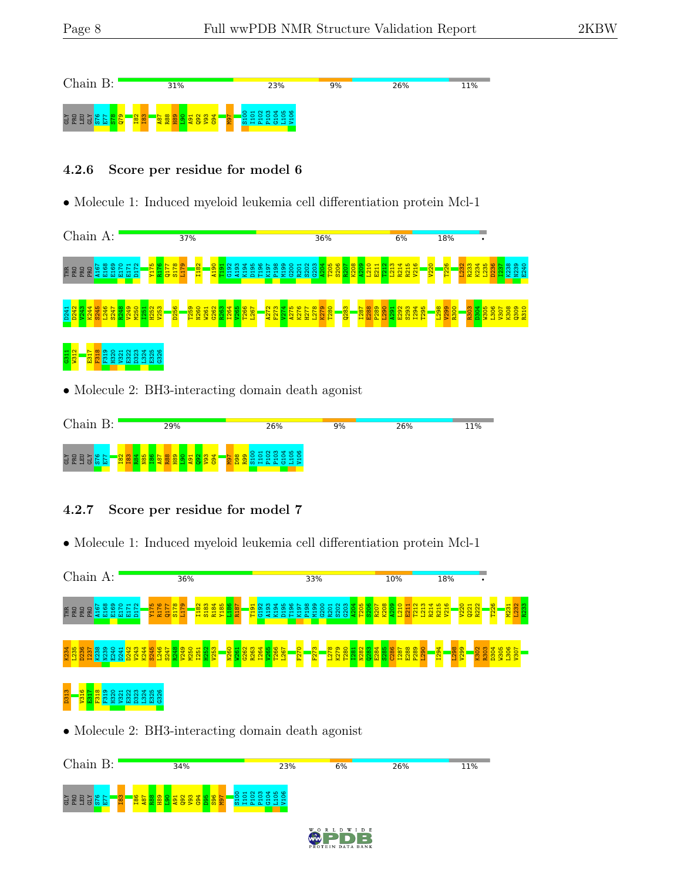Chain B: 31% 23% 9% 26% 11%

GLY PRO LEU GLY S76 E77 S78 Q79 I82 I83 A87 R88 H89 L90 A91 Q92 V93 G94 M97 S100 I101 P102 P103 G104 L105 V106

### 4.2.6 Score per residue for model 6

- Molecule 1: Induced myeloid leukemia cell differentiation protein Mcl-1

Chain A: 37% 36% 6% 18% •

THR PRO PRO PRO A167 E168 E169 E170 E171 D172 Y175 R176 Q177 S178 L179 I182 A190 T191 G192 A193 K194 D195 T196 K197 P198 M199 G200 R201 S202 G203 A204 T205 S206 R207 K208 A209 L210 E211 T212 L213 R214 R215 V216 V220 T226 L232 R233 K234 L235 D236 I237 K238 N239 E240 D241 D242 V243 K244 S245 L246 S247 R248 V249 M250 I251 H252 V253 D256 T259 N260 W261 G262 R263 I264 V265 T266 L267 A272 F273 V274 A275 K276 H277 L278 K279 T280 Q283 I287 E288 P289 L290 A291 E292 S293 I294 T295 L298 V299 R300 R303 D304 W305 L306 V307 K308 Q309 R310 G311 W312 E317 F318 F319 H320 V321 E322 D323 L324 E325 G326

- Molecule 2: BH3-interacting domain death agonist

Chain B: 29% 26% 9% 26% 11%

GLY PRO LEU GLY S76 E77 I82 I83 R84 N85 I86 A87 R88 H89 L90 A91 Q92 V93 G94 M97 D98 R99 S100 I101 P102 P103 G104 L105 V106

### 4.2.7 Score per residue for model 7

- Molecule 1: Induced myeloid leukemia cell differentiation protein Mcl-1

Chain A: 36% 33% 10% 18% •

THR PRO PRO PRO A167 E168 E169 E170 E171 D172 Y175 R176 Q177 S178 L179 I182 S183 R184 Y185 L186 R187 T191 G192 A193 K194 D195 T196 K197 P198 M199 G200 R201 S202 G203 A204 T205 S206 R207 K208 A209 L210 E211 T212 L213 R214 R215 V216 V220 Q221 R222 T226 M231 L232 R233 K234 L235 D236 I237 K238 N239 E240 D241 D242 V243 K244 S245 L246 S247 R248 V249 M250 I251 H252 V253 N260 W261 G262 R263 I264 V265 T266 L267 F270 F273 L278 K279 T280 I281 N282 Q283 E284 S285 C286 I287 E288 P289 L290 I294 L298 V299 K302 R303 D304 W305 L306 V307 D313 V316 E317 F318 F319 H320 V321 E322 D323 L324 E325 G326

- Molecule 2: BH3-interacting domain death agonist

Chain B: 34% 23% 6% 26% 11%

GLY PRO LEU GLY S76 E77 I83 I86 A87 R88 H89 L90 A91 Q92 V93 G94 D95 S96 M97 S100 I101 P102 P103 G104 L105 V106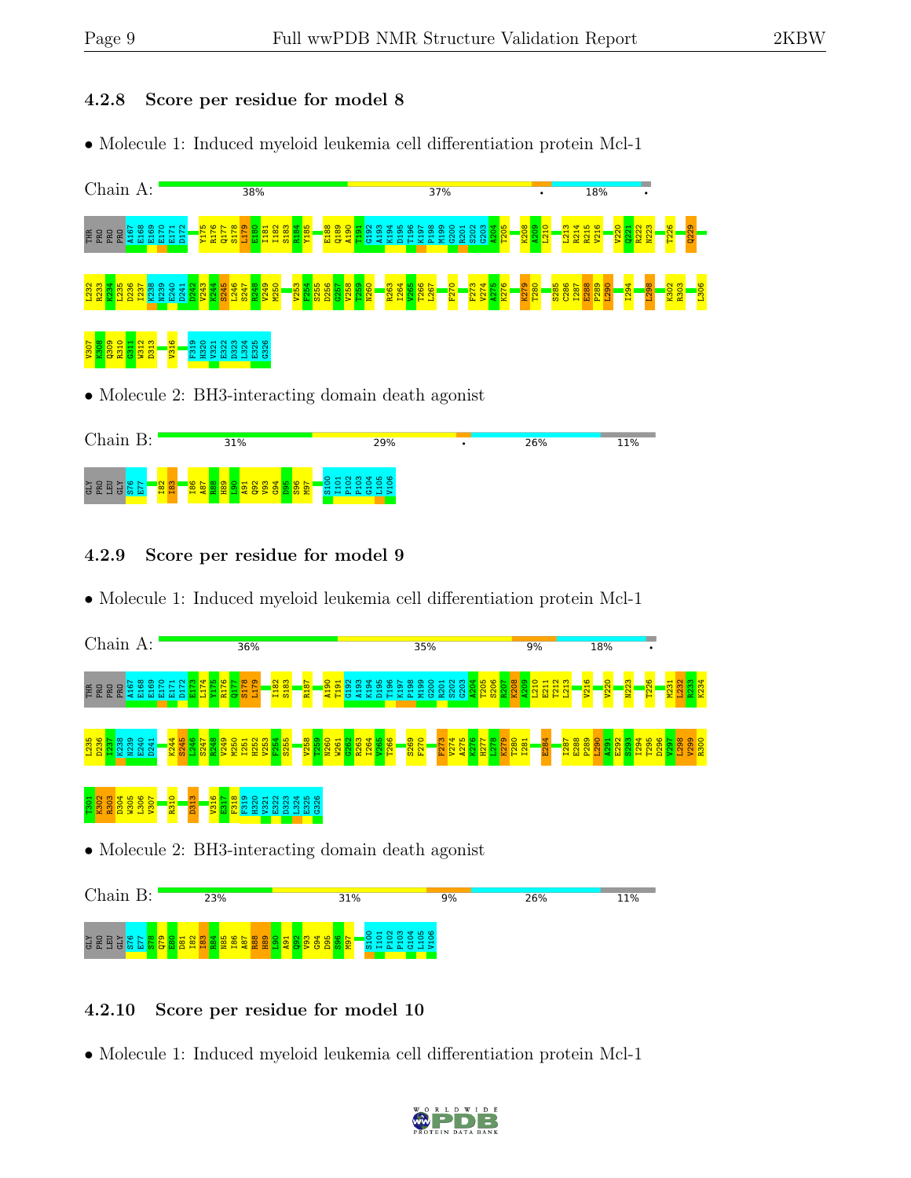### 4.2.8 Score per residue for model 8

- Molecule 1: Induced myeloid leukemia cell differentiation protein Mcl-1

Chain A: 38% | 37% | • | 18% | •

THR PRO PRO PRO A167 E168 E169 E170 E171 D172 Y175 R176 Q177 S178 L179 E180 I181 I182 S183 R184 Y185 E188 Q189 A190 T191 G192 A193 K194 D195 T196 K197 P198 M199 G200 R201 S202 G203 A204 T205 K208 A209 L210 L213 R214 R215 V216 V220 Q221 R222 N223 T226 Q229

L232 R233 K234 L235 D236 I237 K238 N239 E240 D241 D242 V243 K244 S245 L246 S247 R248 V249 M250 V253 F254 S255 D256 G257 V258 T259 N260 R263 I264 V265 T266 L267 F270 F273 V274 A275 K276 K279 T280 S285 C286 I287 E288 P289 L290 I294 L298 K302 R303 L306

V307 K308 Q309 R310 G311 W312 D313 V316 F319 H320 V321 E322 D323 L324 E325 G326

- Molecule 2: BH3-interacting domain death agonist

Chain B: 31% | 29% | • | 26% | 11%

GLY PRO LEU GLY S76 E77 I82 I83 I86 A87 R88 H89 L90 A91 Q92 V93 G94 D95 S96 M97 S100 I101 P102 P103 G104 L105 V106

### 4.2.9 Score per residue for model 9

- Molecule 1: Induced myeloid leukemia cell differentiation protein Mcl-1

Chain A: 36% | 35% | 9% | 18% | •

THR PRO PRO PRO A167 E168 E169 E170 E171 D172 E173 L174 Y175 R176 Q177 S178 L179 I182 S183 R187 A190 T191 G192 A193 K194 D195 T196 K197 P198 M199 G200 R201 S202 G203 A204 T205 S206 R207 K208 A209 L210 E211 T212 L213 V216 V220 N223 T226 M231 L232 R233 K234

L235 D236 I237 K238 N239 E240 D241 K244 S245 L246 S247 R248 V249 M250 I251 H252 V253 F254 S255 V258 T259 N260 W261 G262 R263 I264 V265 T266 S269 F270 F273 V274 A275 K276 H277 L278 K279 T280 I281 E284 I287 E288 P289 L290 A291 E292 S293 I294 T295 D296 V297 L298 V299 R300

T301 K302 R303 D304 W305 L306 V307 R310 D313 V316 E317 F318 F319 H320 V321 E322 D323 L324 E325 G326

- Molecule 2: BH3-interacting domain death agonist

Chain B: 23% | 31% | 9% | 26% | 11%

GLY PRO LEU GLY S76 E77 S78 Q79 E80 D81 I82 I83 R84 N85 I86 A87 R88 H89 L90 A91 Q92 V93 G94 D95 S96 M97 S100 I101 P102 P103 G104 L105 V106

### 4.2.10 Score per residue for model 10

- Molecule 1: Induced myeloid leukemia cell differentiation protein Mcl-1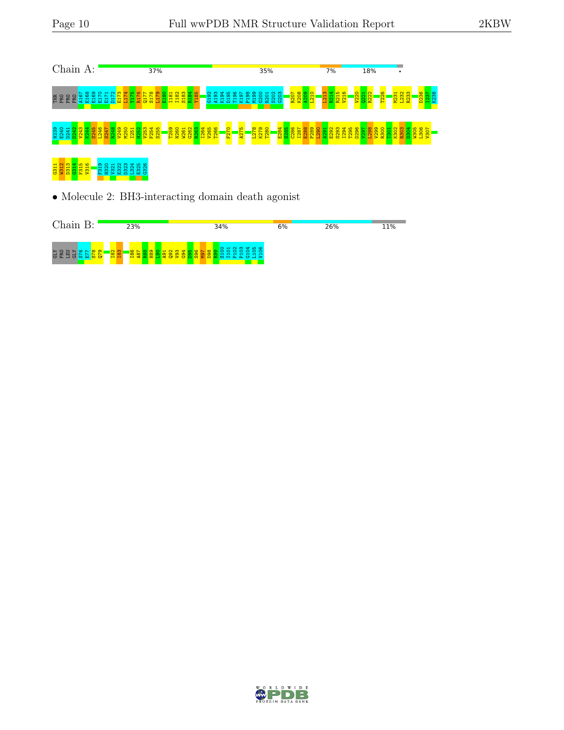Chain A: 37% 35% 7% 18% •

THR PRO PRO PRO A167 E168 E169 E170 E171 D172 E173 L174 Y175 R176 Q177 S178 L179 E180 I181 I182 S183 R184 Y185 G192 A193 K194 D195 T196 K197 P198 M199 G200 R201 S202 G203 R207 K208 A209 L210 L213 R214 R215 V216 V220 Q221 R222 T226 M231 L232 R233 D236 I237 K238

N239 E240 D241 D242 V243 K244 S245 L246 S247 R248 V249 M250 I251 H252 V253 F254 S255 T259 N260 W261 G262 R263 I264 V265 T266 F270 A275 L278 K279 T280 E284 S285 C286 I287 E288 P289 L290 A291 E292 S293 I294 T295 D296 V297 L298 V299 R300 T301 K302 R303 D304 W305 L306 V307

G311 W312 D313 G314 F315 V316 F319 H320 V321 E322 D323 L324 E325 G326

• Molecule 2: BH3-interacting domain death agonist

Chain B: 23% 34% 6% 26% 11%

GLY PRO LEU GLY S76 E77 S78 Q79 I82 I83 I86 A87 R88 H89 L90 A91 Q92 V93 G94 D95 S96 M97 D98 R99 S100 I101 P102 P103 G104 L105 V106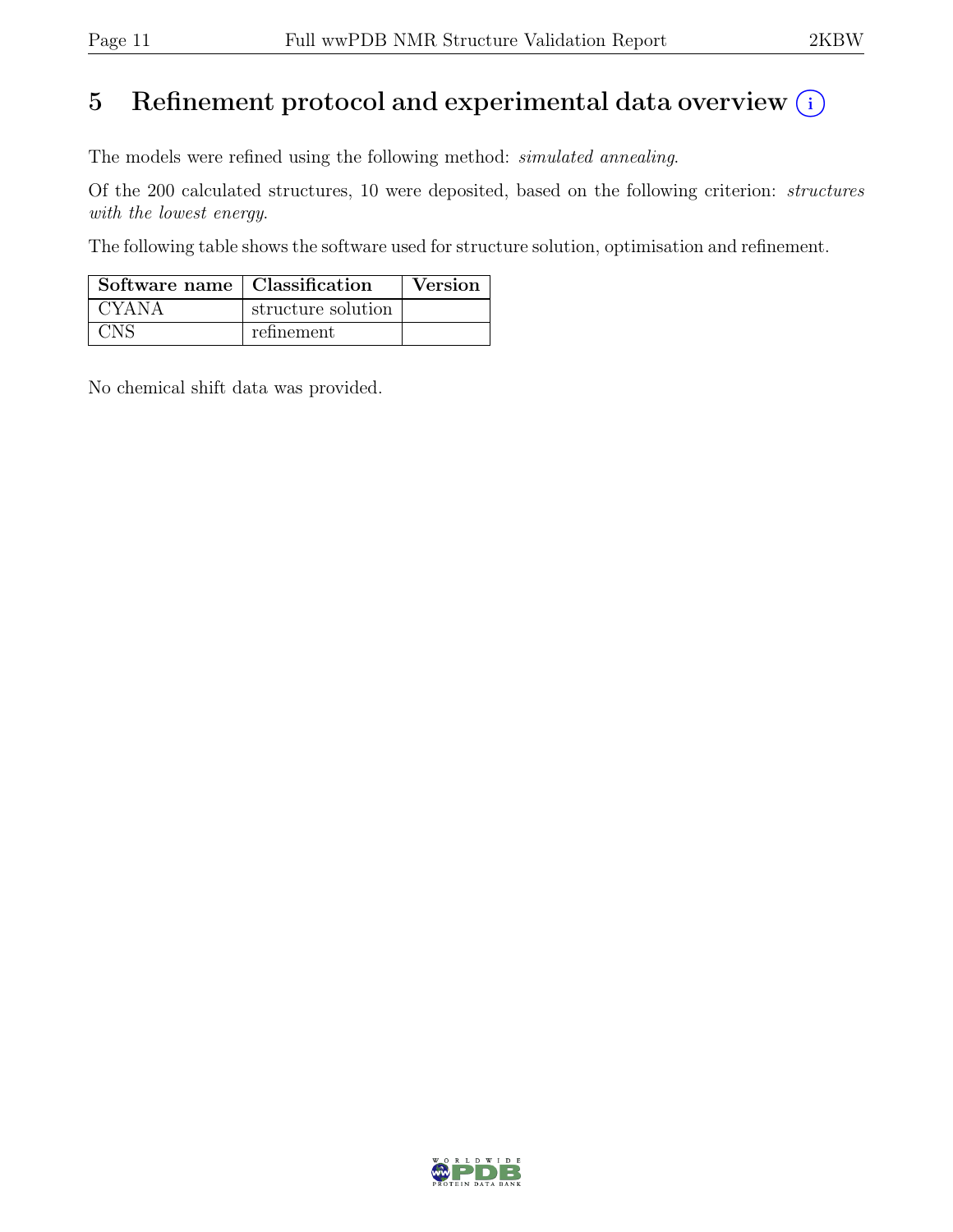# 5 Refinement protocol and experimental data overview

The models were refined using the following method: *simulated annealing*.

Of the 200 calculated structures, 10 were deposited, based on the following criterion: *structures with the lowest energy*.

The following table shows the software used for structure solution, optimisation and refinement.

| Software name | Classification | Version |
|---|---|---|
| CYANA | structure solution | |
| CNS | refinement | |

No chemical shift data was provided.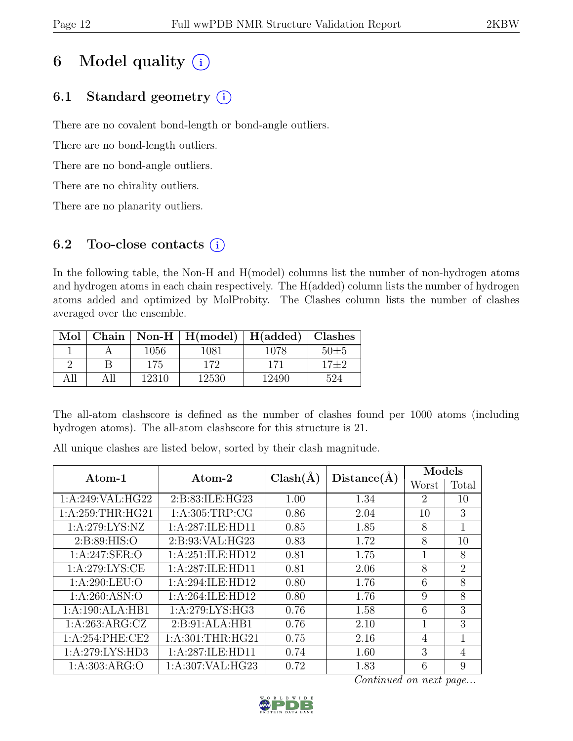# 6 Model quality (i)

## 6.1 Standard geometry (i)

There are no covalent bond-length or bond-angle outliers.

There are no bond-length outliers.

There are no bond-angle outliers.

There are no chirality outliers.

There are no planarity outliers.

## 6.2 Too-close contacts (i)

In the following table, the Non-H and H(model) columns list the number of non-hydrogen atoms and hydrogen atoms in each chain respectively. The H(added) column lists the number of hydrogen atoms added and optimized by MolProbity. The Clashes column lists the number of clashes averaged over the ensemble.

| Mol | Chain | Non-H | H(model) | H(added) | Clashes |
|---|---|---|---|---|---|
| 1 | A | 1056 | 1081 | 1078 | 50±5 |
| 2 | B | 175 | 172 | 171 | 17±2 |
| All | All | 12310 | 12530 | 12490 | 524 |

The all-atom clashscore is defined as the number of clashes found per 1000 atoms (including hydrogen atoms). The all-atom clashscore for this structure is 21.

All unique clashes are listed below, sorted by their clash magnitude.

| Atom-1 | Atom-2 | Clash(Å) | Distance(Å) | Models | |
|---|---|---|---|---|---|
| | | | | Worst | Total |
| 1:A:249:VAL:HG22 | 2:B:83:ILE:HG23 | 1.00 | 1.34 | 2 | 10 |
| 1:A:259:THR:HG21 | 1:A:305:TRP:CG | 0.86 | 2.04 | 10 | 3 |
| 1:A:279:LYS:NZ | 1:A:287:ILE:HD11 | 0.85 | 1.85 | 8 | 1 |
| 2:B:89:HIS:O | 2:B:93:VAL:HG23 | 0.83 | 1.72 | 8 | 10 |
| 1:A:247:SER:O | 1:A:251:ILE:HD12 | 0.81 | 1.75 | 1 | 8 |
| 1:A:279:LYS:CE | 1:A:287:ILE:HD11 | 0.81 | 2.06 | 8 | 2 |
| 1:A:290:LEU:O | 1:A:294:ILE:HD12 | 0.80 | 1.76 | 6 | 8 |
| 1:A:260:ASN:O | 1:A:264:ILE:HD12 | 0.80 | 1.76 | 9 | 8 |
| 1:A:190:ALA:HB1 | 1:A:279:LYS:HG3 | 0.76 | 1.58 | 6 | 3 |
| 1:A:263:ARG:CZ | 2:B:91:ALA:HB1 | 0.76 | 2.10 | 1 | 3 |
| 1:A:254:PHE:CE2 | 1:A:301:THR:HG21 | 0.75 | 2.16 | 4 | 1 |
| 1:A:279:LYS:HD3 | 1:A:287:ILE:HD11 | 0.74 | 1.60 | 3 | 4 |
| 1:A:303:ARG:O | 1:A:307:VAL:HG23 | 0.72 | 1.83 | 6 | 9 |

*Continued on next page...*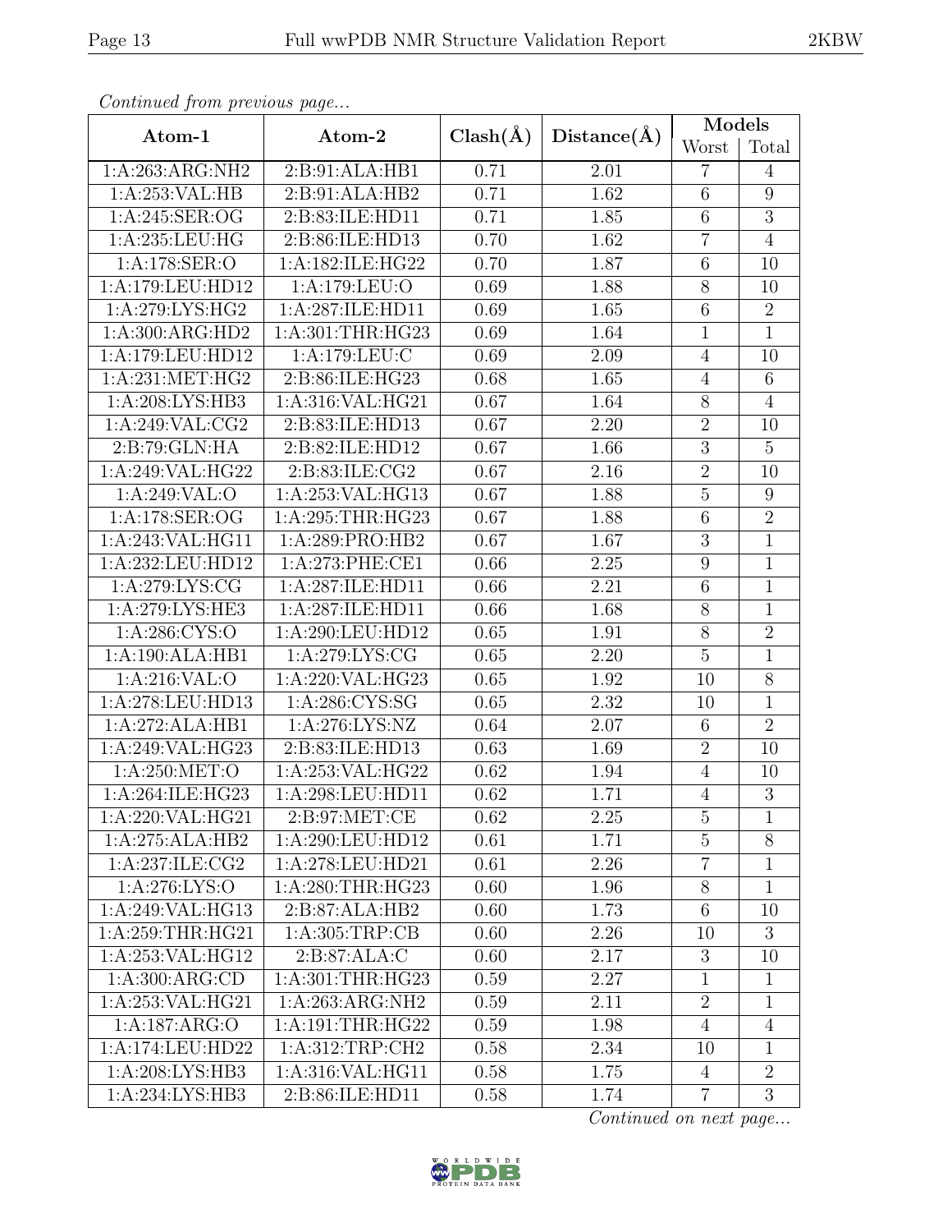*Continued from previous page...*

| Atom-1 | Atom-2 | Clash(Å) | Distance(Å) | Models | |
|---|---|---|---|---|---|
| | | | | Worst | Total |
| 1:A:263:ARG:NH2 | 2:B:91:ALA:HB1 | 0.71 | 2.01 | 7 | 4 |
| 1:A:253:VAL:HB | 2:B:91:ALA:HB2 | 0.71 | 1.62 | 6 | 9 |
| 1:A:245:SER:OG | 2:B:83:ILE:HD11 | 0.71 | 1.85 | 6 | 3 |
| 1:A:235:LEU:HG | 2:B:86:ILE:HD13 | 0.70 | 1.62 | 7 | 4 |
| 1:A:178:SER:O | 1:A:182:ILE:HG22 | 0.70 | 1.87 | 6 | 10 |
| 1:A:179:LEU:HD12 | 1:A:179:LEU:O | 0.69 | 1.88 | 8 | 10 |
| 1:A:279:LYS:HG2 | 1:A:287:ILE:HD11 | 0.69 | 1.65 | 6 | 2 |
| 1:A:300:ARG:HD2 | 1:A:301:THR:HG23 | 0.69 | 1.64 | 1 | 1 |
| 1:A:179:LEU:HD12 | 1:A:179:LEU:C | 0.69 | 2.09 | 4 | 10 |
| 1:A:231:MET:HG2 | 2:B:86:ILE:HG23 | 0.68 | 1.65 | 4 | 6 |
| 1:A:208:LYS:HB3 | 1:A:316:VAL:HG21 | 0.67 | 1.64 | 8 | 4 |
| 1:A:249:VAL:CG2 | 2:B:83:ILE:HD13 | 0.67 | 2.20 | 2 | 10 |
| 2:B:79:GLN:HA | 2:B:82:ILE:HD12 | 0.67 | 1.66 | 3 | 5 |
| 1:A:249:VAL:HG22 | 2:B:83:ILE:CG2 | 0.67 | 2.16 | 2 | 10 |
| 1:A:249:VAL:O | 1:A:253:VAL:HG13 | 0.67 | 1.88 | 5 | 9 |
| 1:A:178:SER:OG | 1:A:295:THR:HG23 | 0.67 | 1.88 | 6 | 2 |
| 1:A:243:VAL:HG11 | 1:A:289:PRO:HB2 | 0.67 | 1.67 | 3 | 1 |
| 1:A:232:LEU:HD12 | 1:A:273:PHE:CE1 | 0.66 | 2.25 | 9 | 1 |
| 1:A:279:LYS:CG | 1:A:287:ILE:HD11 | 0.66 | 2.21 | 6 | 1 |
| 1:A:279:LYS:HE3 | 1:A:287:ILE:HD11 | 0.66 | 1.68 | 8 | 1 |
| 1:A:286:CYS:O | 1:A:290:LEU:HD12 | 0.65 | 1.91 | 8 | 2 |
| 1:A:190:ALA:HB1 | 1:A:279:LYS:CG | 0.65 | 2.20 | 5 | 1 |
| 1:A:216:VAL:O | 1:A:220:VAL:HG23 | 0.65 | 1.92 | 10 | 8 |
| 1:A:278:LEU:HD13 | 1:A:286:CYS:SG | 0.65 | 2.32 | 10 | 1 |
| 1:A:272:ALA:HB1 | 1:A:276:LYS:NZ | 0.64 | 2.07 | 6 | 2 |
| 1:A:249:VAL:HG23 | 2:B:83:ILE:HD13 | 0.63 | 1.69 | 2 | 10 |
| 1:A:250:MET:O | 1:A:253:VAL:HG22 | 0.62 | 1.94 | 4 | 10 |
| 1:A:264:ILE:HG23 | 1:A:298:LEU:HD11 | 0.62 | 1.71 | 4 | 3 |
| 1:A:220:VAL:HG21 | 2:B:97:MET:CE | 0.62 | 2.25 | 5 | 1 |
| 1:A:275:ALA:HB2 | 1:A:290:LEU:HD12 | 0.61 | 1.71 | 5 | 8 |
| 1:A:237:ILE:CG2 | 1:A:278:LEU:HD21 | 0.61 | 2.26 | 7 | 1 |
| 1:A:276:LYS:O | 1:A:280:THR:HG23 | 0.60 | 1.96 | 8 | 1 |
| 1:A:249:VAL:HG13 | 2:B:87:ALA:HB2 | 0.60 | 1.73 | 6 | 10 |
| 1:A:259:THR:HG21 | 1:A:305:TRP:CB | 0.60 | 2.26 | 10 | 3 |
| 1:A:253:VAL:HG12 | 2:B:87:ALA:C | 0.60 | 2.17 | 3 | 10 |
| 1:A:300:ARG:CD | 1:A:301:THR:HG23 | 0.59 | 2.27 | 1 | 1 |
| 1:A:253:VAL:HG21 | 1:A:263:ARG:NH2 | 0.59 | 2.11 | 2 | 1 |
| 1:A:187:ARG:O | 1:A:191:THR:HG22 | 0.59 | 1.98 | 4 | 4 |
| 1:A:174:LEU:HD22 | 1:A:312:TRP:CH2 | 0.58 | 2.34 | 10 | 1 |
| 1:A:208:LYS:HB3 | 1:A:316:VAL:HG11 | 0.58 | 1.75 | 4 | 2 |
| 1:A:234:LYS:HB3 | 2:B:86:ILE:HD11 | 0.58 | 1.74 | 7 | 3 |

*Continued on next page...*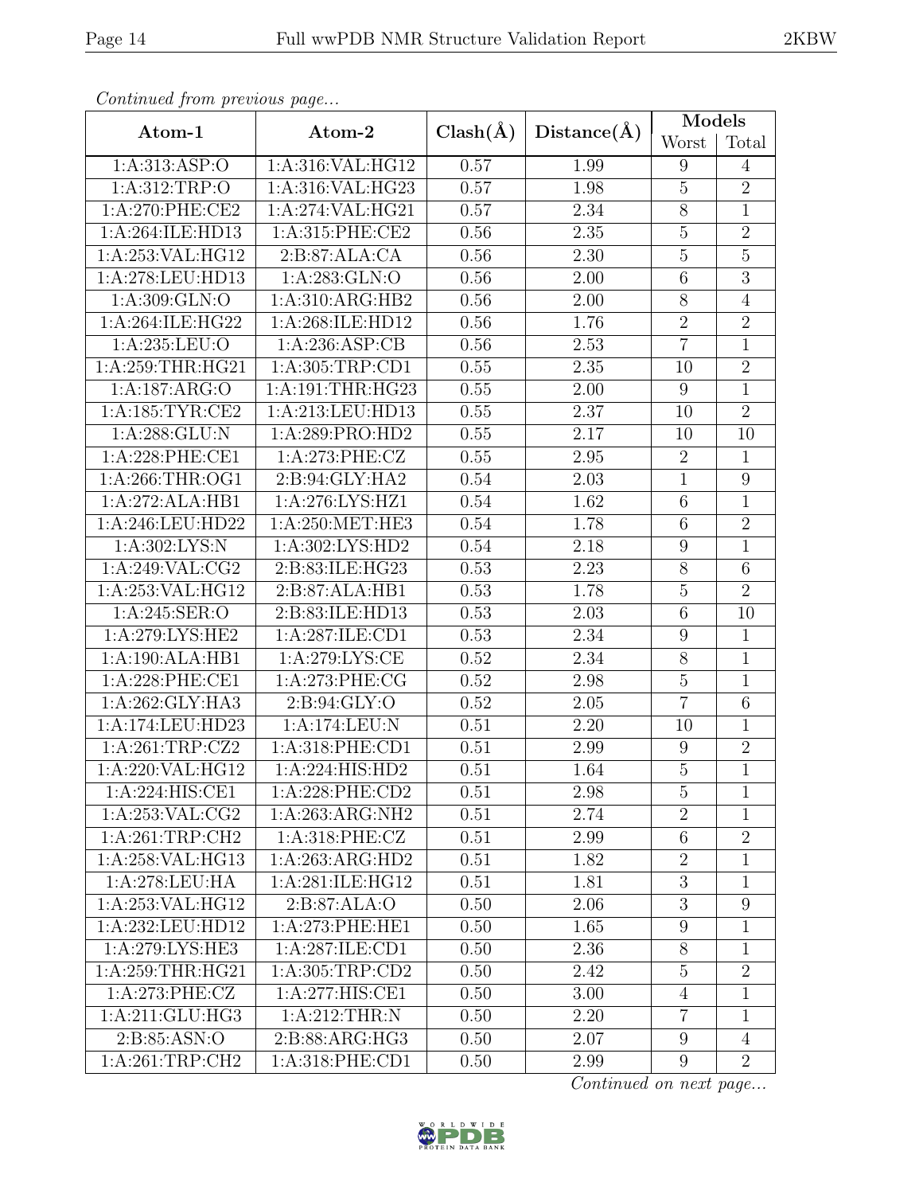*Continued from previous page...*

| Atom-1 | Atom-2 | Clash(Å) | Distance(Å) | Models | |
|---|---|---|---|---|---|
| | | | | Worst | Total |
| 1:A:313:ASP:O | 1:A:316:VAL:HG12 | 0.57 | 1.99 | 9 | 4 |
| 1:A:312:TRP:O | 1:A:316:VAL:HG23 | 0.57 | 1.98 | 5 | 2 |
| 1:A:270:PHE:CE2 | 1:A:274:VAL:HG21 | 0.57 | 2.34 | 8 | 1 |
| 1:A:264:ILE:HD13 | 1:A:315:PHE:CE2 | 0.56 | 2.35 | 5 | 2 |
| 1:A:253:VAL:HG12 | 2:B:87:ALA:CA | 0.56 | 2.30 | 5 | 5 |
| 1:A:278:LEU:HD13 | 1:A:283:GLN:O | 0.56 | 2.00 | 6 | 3 |
| 1:A:309:GLN:O | 1:A:310:ARG:HB2 | 0.56 | 2.00 | 8 | 4 |
| 1:A:264:ILE:HG22 | 1:A:268:ILE:HD12 | 0.56 | 1.76 | 2 | 2 |
| 1:A:235:LEU:O | 1:A:236:ASP:CB | 0.56 | 2.53 | 7 | 1 |
| 1:A:259:THR:HG21 | 1:A:305:TRP:CD1 | 0.55 | 2.35 | 10 | 2 |
| 1:A:187:ARG:O | 1:A:191:THR:HG23 | 0.55 | 2.00 | 9 | 1 |
| 1:A:185:TYR:CE2 | 1:A:213:LEU:HD13 | 0.55 | 2.37 | 10 | 2 |
| 1:A:288:GLU:N | 1:A:289:PRO:HD2 | 0.55 | 2.17 | 10 | 10 |
| 1:A:228:PHE:CE1 | 1:A:273:PHE:CZ | 0.55 | 2.95 | 2 | 1 |
| 1:A:266:THR:OG1 | 2:B:94:GLY:HA2 | 0.54 | 2.03 | 1 | 9 |
| 1:A:272:ALA:HB1 | 1:A:276:LYS:HZ1 | 0.54 | 1.62 | 6 | 1 |
| 1:A:246:LEU:HD22 | 1:A:250:MET:HE3 | 0.54 | 1.78 | 6 | 2 |
| 1:A:302:LYS:N | 1:A:302:LYS:HD2 | 0.54 | 2.18 | 9 | 1 |
| 1:A:249:VAL:CG2 | 2:B:83:ILE:HG23 | 0.53 | 2.23 | 8 | 6 |
| 1:A:253:VAL:HG12 | 2:B:87:ALA:HB1 | 0.53 | 1.78 | 5 | 2 |
| 1:A:245:SER:O | 2:B:83:ILE:HD13 | 0.53 | 2.03 | 6 | 10 |
| 1:A:279:LYS:HE2 | 1:A:287:ILE:CD1 | 0.53 | 2.34 | 9 | 1 |
| 1:A:190:ALA:HB1 | 1:A:279:LYS:CE | 0.52 | 2.34 | 8 | 1 |
| 1:A:228:PHE:CE1 | 1:A:273:PHE:CG | 0.52 | 2.98 | 5 | 1 |
| 1:A:262:GLY:HA3 | 2:B:94:GLY:O | 0.52 | 2.05 | 7 | 6 |
| 1:A:174:LEU:HD23 | 1:A:174:LEU:N | 0.51 | 2.20 | 10 | 1 |
| 1:A:261:TRP:CZ2 | 1:A:318:PHE:CD1 | 0.51 | 2.99 | 9 | 2 |
| 1:A:220:VAL:HG12 | 1:A:224:HIS:HD2 | 0.51 | 1.64 | 5 | 1 |
| 1:A:224:HIS:CE1 | 1:A:228:PHE:CD2 | 0.51 | 2.98 | 5 | 1 |
| 1:A:253:VAL:CG2 | 1:A:263:ARG:NH2 | 0.51 | 2.74 | 2 | 1 |
| 1:A:261:TRP:CH2 | 1:A:318:PHE:CZ | 0.51 | 2.99 | 6 | 2 |
| 1:A:258:VAL:HG13 | 1:A:263:ARG:HD2 | 0.51 | 1.82 | 2 | 1 |
| 1:A:278:LEU:HA | 1:A:281:ILE:HG12 | 0.51 | 1.81 | 3 | 1 |
| 1:A:253:VAL:HG12 | 2:B:87:ALA:O | 0.50 | 2.06 | 3 | 9 |
| 1:A:232:LEU:HD12 | 1:A:273:PHE:HE1 | 0.50 | 1.65 | 9 | 1 |
| 1:A:279:LYS:HE3 | 1:A:287:ILE:CD1 | 0.50 | 2.36 | 8 | 1 |
| 1:A:259:THR:HG21 | 1:A:305:TRP:CD2 | 0.50 | 2.42 | 5 | 2 |
| 1:A:273:PHE:CZ | 1:A:277:HIS:CE1 | 0.50 | 3.00 | 4 | 1 |
| 1:A:211:GLU:HG3 | 1:A:212:THR:N | 0.50 | 2.20 | 7 | 1 |
| 2:B:85:ASN:O | 2:B:88:ARG:HG3 | 0.50 | 2.07 | 9 | 4 |
| 1:A:261:TRP:CH2 | 1:A:318:PHE:CD1 | 0.50 | 2.99 | 9 | 2 |

*Continued on next page...*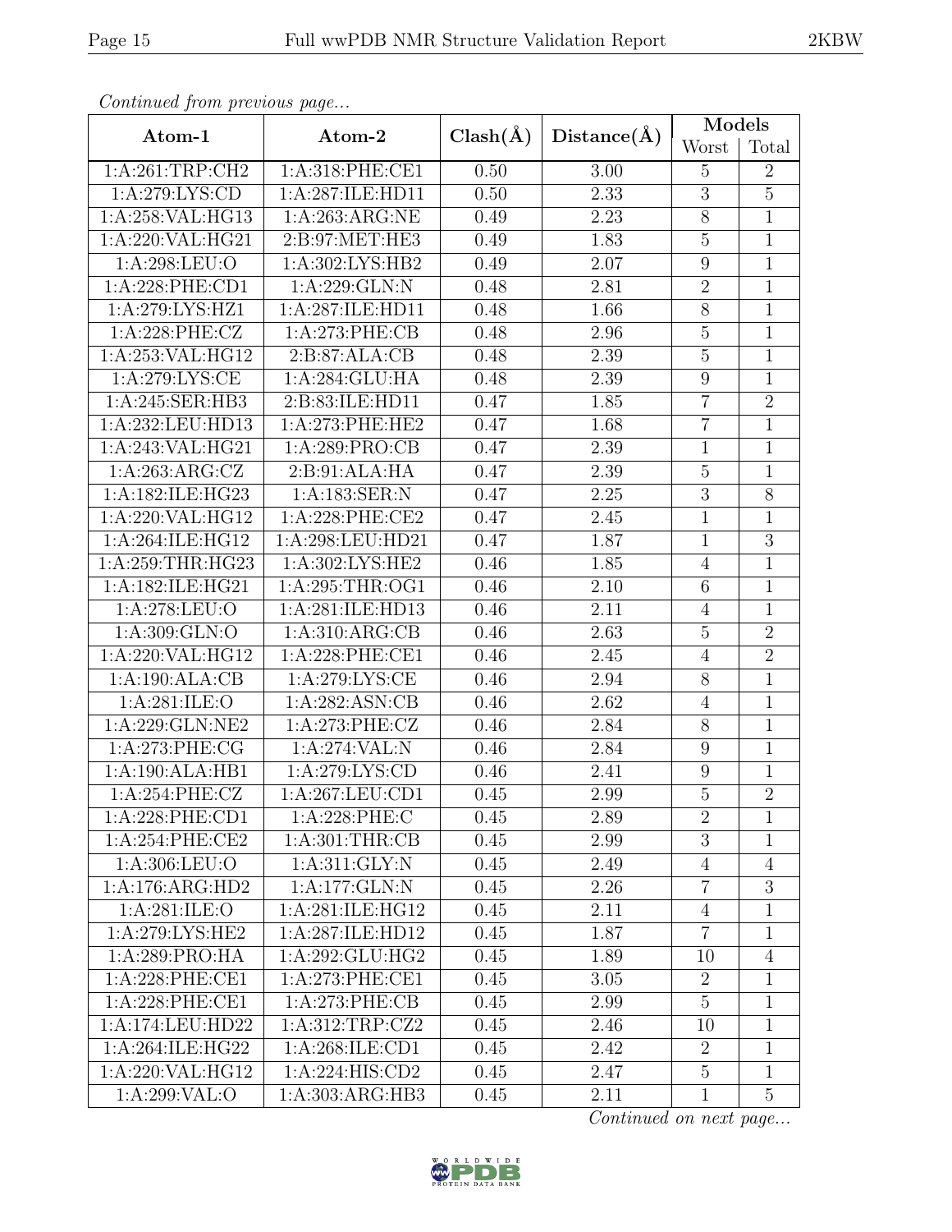*Continued from previous page...*

| Atom-1 | Atom-2 | Clash(Å) | Distance(Å) | Models | |
|---|---|---|---|---|---|
| | | | | Worst | Total |
| 1:A:261:TRP:CH2 | 1:A:318:PHE:CE1 | 0.50 | 3.00 | 5 | 2 |
| 1:A:279:LYS:CD | 1:A:287:ILE:HD11 | 0.50 | 2.33 | 3 | 5 |
| 1:A:258:VAL:HG13 | 1:A:263:ARG:NE | 0.49 | 2.23 | 8 | 1 |
| 1:A:220:VAL:HG21 | 2:B:97:MET:HE3 | 0.49 | 1.83 | 5 | 1 |
| 1:A:298:LEU:O | 1:A:302:LYS:HB2 | 0.49 | 2.07 | 9 | 1 |
| 1:A:228:PHE:CD1 | 1:A:229:GLN:N | 0.48 | 2.81 | 2 | 1 |
| 1:A:279:LYS:HZ1 | 1:A:287:ILE:HD11 | 0.48 | 1.66 | 8 | 1 |
| 1:A:228:PHE:CZ | 1:A:273:PHE:CB | 0.48 | 2.96 | 5 | 1 |
| 1:A:253:VAL:HG12 | 2:B:87:ALA:CB | 0.48 | 2.39 | 5 | 1 |
| 1:A:279:LYS:CE | 1:A:284:GLU:HA | 0.48 | 2.39 | 9 | 1 |
| 1:A:245:SER:HB3 | 2:B:83:ILE:HD11 | 0.47 | 1.85 | 7 | 2 |
| 1:A:232:LEU:HD13 | 1:A:273:PHE:HE2 | 0.47 | 1.68 | 7 | 1 |
| 1:A:243:VAL:HG21 | 1:A:289:PRO:CB | 0.47 | 2.39 | 1 | 1 |
| 1:A:263:ARG:CZ | 2:B:91:ALA:HA | 0.47 | 2.39 | 5 | 1 |
| 1:A:182:ILE:HG23 | 1:A:183:SER:N | 0.47 | 2.25 | 3 | 8 |
| 1:A:220:VAL:HG12 | 1:A:228:PHE:CE2 | 0.47 | 2.45 | 1 | 1 |
| 1:A:264:ILE:HG12 | 1:A:298:LEU:HD21 | 0.47 | 1.87 | 1 | 3 |
| 1:A:259:THR:HG23 | 1:A:302:LYS:HE2 | 0.46 | 1.85 | 4 | 1 |
| 1:A:182:ILE:HG21 | 1:A:295:THR:OG1 | 0.46 | 2.10 | 6 | 1 |
| 1:A:278:LEU:O | 1:A:281:ILE:HD13 | 0.46 | 2.11 | 4 | 1 |
| 1:A:309:GLN:O | 1:A:310:ARG:CB | 0.46 | 2.63 | 5 | 2 |
| 1:A:220:VAL:HG12 | 1:A:228:PHE:CE1 | 0.46 | 2.45 | 4 | 2 |
| 1:A:190:ALA:CB | 1:A:279:LYS:CE | 0.46 | 2.94 | 8 | 1 |
| 1:A:281:ILE:O | 1:A:282:ASN:CB | 0.46 | 2.62 | 4 | 1 |
| 1:A:229:GLN:NE2 | 1:A:273:PHE:CZ | 0.46 | 2.84 | 8 | 1 |
| 1:A:273:PHE:CG | 1:A:274:VAL:N | 0.46 | 2.84 | 9 | 1 |
| 1:A:190:ALA:HB1 | 1:A:279:LYS:CD | 0.46 | 2.41 | 9 | 1 |
| 1:A:254:PHE:CZ | 1:A:267:LEU:CD1 | 0.45 | 2.99 | 5 | 2 |
| 1:A:228:PHE:CD1 | 1:A:228:PHE:C | 0.45 | 2.89 | 2 | 1 |
| 1:A:254:PHE:CE2 | 1:A:301:THR:CB | 0.45 | 2.99 | 3 | 1 |
| 1:A:306:LEU:O | 1:A:311:GLY:N | 0.45 | 2.49 | 4 | 4 |
| 1:A:176:ARG:HD2 | 1:A:177:GLN:N | 0.45 | 2.26 | 7 | 3 |
| 1:A:281:ILE:O | 1:A:281:ILE:HG12 | 0.45 | 2.11 | 4 | 1 |
| 1:A:279:LYS:HE2 | 1:A:287:ILE:HD12 | 0.45 | 1.87 | 7 | 1 |
| 1:A:289:PRO:HA | 1:A:292:GLU:HG2 | 0.45 | 1.89 | 10 | 4 |
| 1:A:228:PHE:CE1 | 1:A:273:PHE:CE1 | 0.45 | 3.05 | 2 | 1 |
| 1:A:228:PHE:CE1 | 1:A:273:PHE:CB | 0.45 | 2.99 | 5 | 1 |
| 1:A:174:LEU:HD22 | 1:A:312:TRP:CZ2 | 0.45 | 2.46 | 10 | 1 |
| 1:A:264:ILE:HG22 | 1:A:268:ILE:CD1 | 0.45 | 2.42 | 2 | 1 |
| 1:A:220:VAL:HG12 | 1:A:224:HIS:CD2 | 0.45 | 2.47 | 5 | 1 |
| 1:A:299:VAL:O | 1:A:303:ARG:HB3 | 0.45 | 2.11 | 1 | 5 |

*Continued on next page...*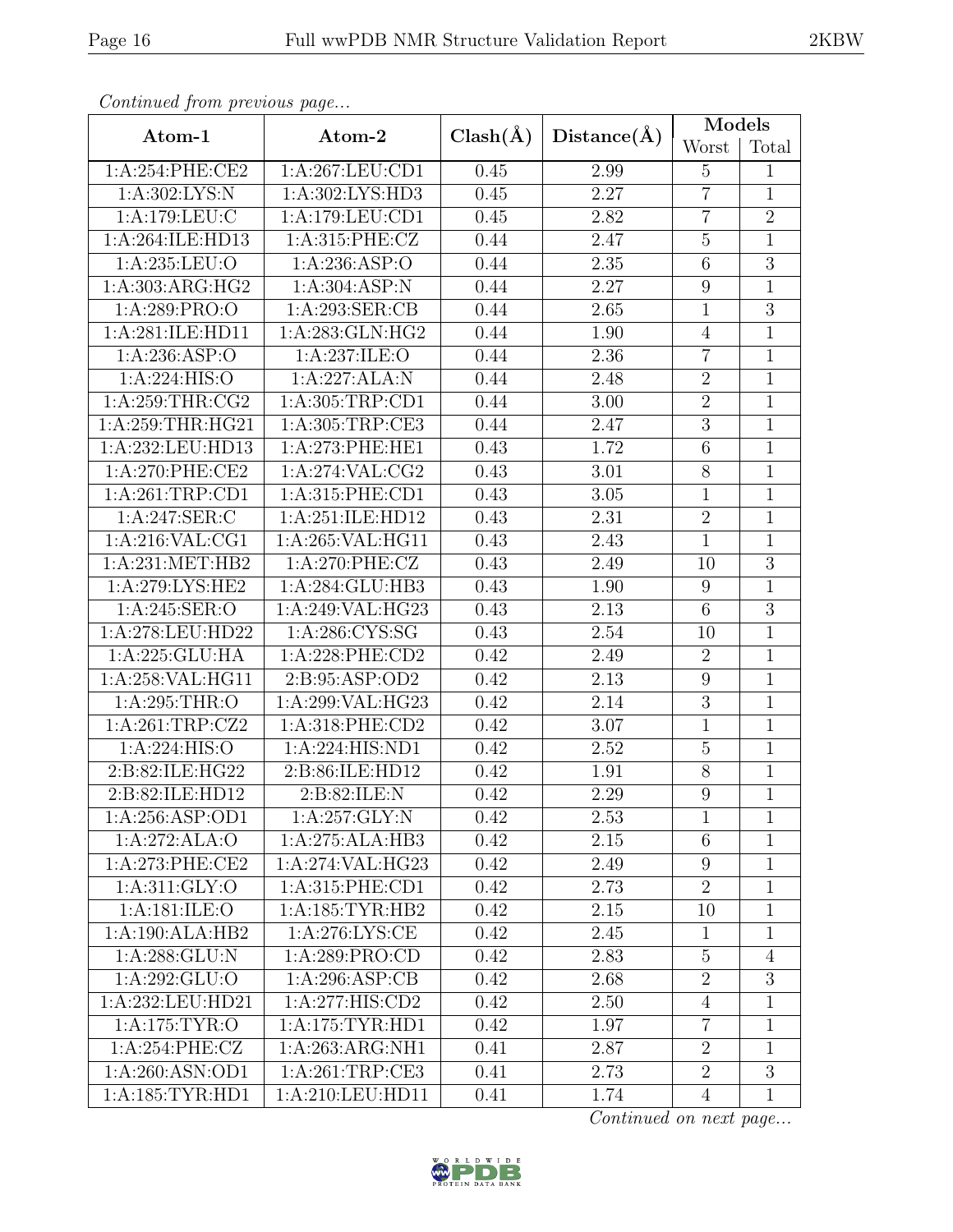*Continued from previous page...*

| Atom-1 | Atom-2 | Clash(Å) | Distance(Å) | Models | |
|---|---|---|---|---|---|
| | | | | Worst | Total |
| 1:A:254:PHE:CE2 | 1:A:267:LEU:CD1 | 0.45 | 2.99 | 5 | 1 |
| 1:A:302:LYS:N | 1:A:302:LYS:HD3 | 0.45 | 2.27 | 7 | 1 |
| 1:A:179:LEU:C | 1:A:179:LEU:CD1 | 0.45 | 2.82 | 7 | 2 |
| 1:A:264:ILE:HD13 | 1:A:315:PHE:CZ | 0.44 | 2.47 | 5 | 1 |
| 1:A:235:LEU:O | 1:A:236:ASP:O | 0.44 | 2.35 | 6 | 3 |
| 1:A:303:ARG:HG2 | 1:A:304:ASP:N | 0.44 | 2.27 | 9 | 1 |
| 1:A:289:PRO:O | 1:A:293:SER:CB | 0.44 | 2.65 | 1 | 3 |
| 1:A:281:ILE:HD11 | 1:A:283:GLN:HG2 | 0.44 | 1.90 | 4 | 1 |
| 1:A:236:ASP:O | 1:A:237:ILE:O | 0.44 | 2.36 | 7 | 1 |
| 1:A:224:HIS:O | 1:A:227:ALA:N | 0.44 | 2.48 | 2 | 1 |
| 1:A:259:THR:CG2 | 1:A:305:TRP:CD1 | 0.44 | 3.00 | 2 | 1 |
| 1:A:259:THR:HG21 | 1:A:305:TRP:CE3 | 0.44 | 2.47 | 3 | 1 |
| 1:A:232:LEU:HD13 | 1:A:273:PHE:HE1 | 0.43 | 1.72 | 6 | 1 |
| 1:A:270:PHE:CE2 | 1:A:274:VAL:CG2 | 0.43 | 3.01 | 8 | 1 |
| 1:A:261:TRP:CD1 | 1:A:315:PHE:CD1 | 0.43 | 3.05 | 1 | 1 |
| 1:A:247:SER:C | 1:A:251:ILE:HD12 | 0.43 | 2.31 | 2 | 1 |
| 1:A:216:VAL:CG1 | 1:A:265:VAL:HG11 | 0.43 | 2.43 | 1 | 1 |
| 1:A:231:MET:HB2 | 1:A:270:PHE:CZ | 0.43 | 2.49 | 10 | 3 |
| 1:A:279:LYS:HE2 | 1:A:284:GLU:HB3 | 0.43 | 1.90 | 9 | 1 |
| 1:A:245:SER:O | 1:A:249:VAL:HG23 | 0.43 | 2.13 | 6 | 3 |
| 1:A:278:LEU:HD22 | 1:A:286:CYS:SG | 0.43 | 2.54 | 10 | 1 |
| 1:A:225:GLU:HA | 1:A:228:PHE:CD2 | 0.42 | 2.49 | 2 | 1 |
| 1:A:258:VAL:HG11 | 2:B:95:ASP:OD2 | 0.42 | 2.13 | 9 | 1 |
| 1:A:295:THR:O | 1:A:299:VAL:HG23 | 0.42 | 2.14 | 3 | 1 |
| 1:A:261:TRP:CZ2 | 1:A:318:PHE:CD2 | 0.42 | 3.07 | 1 | 1 |
| 1:A:224:HIS:O | 1:A:224:HIS:ND1 | 0.42 | 2.52 | 5 | 1 |
| 2:B:82:ILE:HG22 | 2:B:86:ILE:HD12 | 0.42 | 1.91 | 8 | 1 |
| 2:B:82:ILE:HD12 | 2:B:82:ILE:N | 0.42 | 2.29 | 9 | 1 |
| 1:A:256:ASP:OD1 | 1:A:257:GLY:N | 0.42 | 2.53 | 1 | 1 |
| 1:A:272:ALA:O | 1:A:275:ALA:HB3 | 0.42 | 2.15 | 6 | 1 |
| 1:A:273:PHE:CE2 | 1:A:274:VAL:HG23 | 0.42 | 2.49 | 9 | 1 |
| 1:A:311:GLY:O | 1:A:315:PHE:CD1 | 0.42 | 2.73 | 2 | 1 |
| 1:A:181:ILE:O | 1:A:185:TYR:HB2 | 0.42 | 2.15 | 10 | 1 |
| 1:A:190:ALA:HB2 | 1:A:276:LYS:CE | 0.42 | 2.45 | 1 | 1 |
| 1:A:288:GLU:N | 1:A:289:PRO:CD | 0.42 | 2.83 | 5 | 4 |
| 1:A:292:GLU:O | 1:A:296:ASP:CB | 0.42 | 2.68 | 2 | 3 |
| 1:A:232:LEU:HD21 | 1:A:277:HIS:CD2 | 0.42 | 2.50 | 4 | 1 |
| 1:A:175:TYR:O | 1:A:175:TYR:HD1 | 0.42 | 1.97 | 7 | 1 |
| 1:A:254:PHE:CZ | 1:A:263:ARG:NH1 | 0.41 | 2.87 | 2 | 1 |
| 1:A:260:ASN:OD1 | 1:A:261:TRP:CE3 | 0.41 | 2.73 | 2 | 3 |
| 1:A:185:TYR:HD1 | 1:A:210:LEU:HD11 | 0.41 | 1.74 | 4 | 1 |

*Continued on next page...*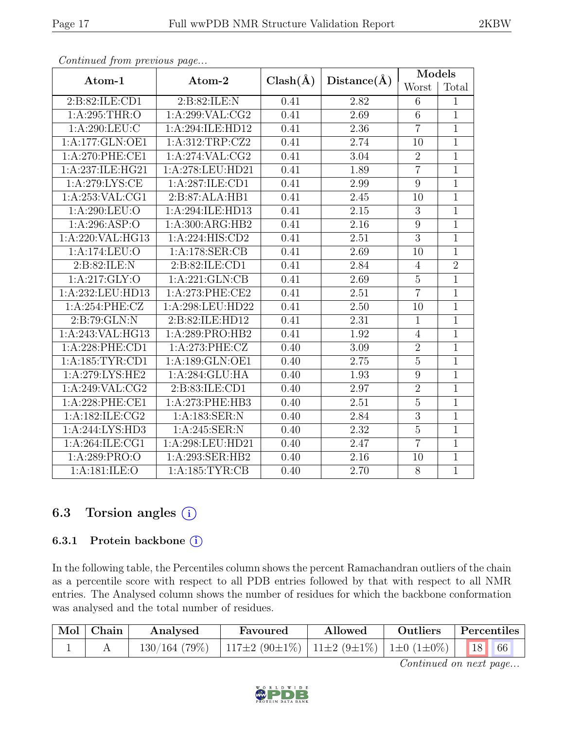*Continued from previous page...*

| Atom-1 | Atom-2 | Clash(Å) | Distance(Å) | Models | |
|---|---|---|---|---|---|
| | | | | Worst | Total |
| 2:B:82:ILE:CD1 | 2:B:82:ILE:N | 0.41 | 2.82 | 6 | 1 |
| 1:A:295:THR:O | 1:A:299:VAL:CG2 | 0.41 | 2.69 | 6 | 1 |
| 1:A:290:LEU:C | 1:A:294:ILE:HD12 | 0.41 | 2.36 | 7 | 1 |
| 1:A:177:GLN:OE1 | 1:A:312:TRP:CZ2 | 0.41 | 2.74 | 10 | 1 |
| 1:A:270:PHE:CE1 | 1:A:274:VAL:CG2 | 0.41 | 3.04 | 2 | 1 |
| 1:A:237:ILE:HG21 | 1:A:278:LEU:HD21 | 0.41 | 1.89 | 7 | 1 |
| 1:A:279:LYS:CE | 1:A:287:ILE:CD1 | 0.41 | 2.99 | 9 | 1 |
| 1:A:253:VAL:CG1 | 2:B:87:ALA:HB1 | 0.41 | 2.45 | 10 | 1 |
| 1:A:290:LEU:O | 1:A:294:ILE:HD13 | 0.41 | 2.15 | 3 | 1 |
| 1:A:296:ASP:O | 1:A:300:ARG:HB2 | 0.41 | 2.16 | 9 | 1 |
| 1:A:220:VAL:HG13 | 1:A:224:HIS:CD2 | 0.41 | 2.51 | 3 | 1 |
| 1:A:174:LEU:O | 1:A:178:SER:CB | 0.41 | 2.69 | 10 | 1 |
| 2:B:82:ILE:N | 2:B:82:ILE:CD1 | 0.41 | 2.84 | 4 | 2 |
| 1:A:217:GLY:O | 1:A:221:GLN:CB | 0.41 | 2.69 | 5 | 1 |
| 1:A:232:LEU:HD13 | 1:A:273:PHE:CE2 | 0.41 | 2.51 | 7 | 1 |
| 1:A:254:PHE:CZ | 1:A:298:LEU:HD22 | 0.41 | 2.50 | 10 | 1 |
| 2:B:79:GLN:N | 2:B:82:ILE:HD12 | 0.41 | 2.31 | 1 | 1 |
| 1:A:243:VAL:HG13 | 1:A:289:PRO:HB2 | 0.41 | 1.92 | 4 | 1 |
| 1:A:228:PHE:CD1 | 1:A:273:PHE:CZ | 0.40 | 3.09 | 2 | 1 |
| 1:A:185:TYR:CD1 | 1:A:189:GLN:OE1 | 0.40 | 2.75 | 5 | 1 |
| 1:A:279:LYS:HE2 | 1:A:284:GLU:HA | 0.40 | 1.93 | 9 | 1 |
| 1:A:249:VAL:CG2 | 2:B:83:ILE:CD1 | 0.40 | 2.97 | 2 | 1 |
| 1:A:228:PHE:CE1 | 1:A:273:PHE:HB3 | 0.40 | 2.51 | 5 | 1 |
| 1:A:182:ILE:CG2 | 1:A:183:SER:N | 0.40 | 2.84 | 3 | 1 |
| 1:A:244:LYS:HD3 | 1:A:245:SER:N | 0.40 | 2.32 | 5 | 1 |
| 1:A:264:ILE:CG1 | 1:A:298:LEU:HD21 | 0.40 | 2.47 | 7 | 1 |
| 1:A:289:PRO:O | 1:A:293:SER:HB2 | 0.40 | 2.16 | 10 | 1 |
| 1:A:181:ILE:O | 1:A:185:TYR:CB | 0.40 | 2.70 | 8 | 1 |

## 6.3 Torsion angles

### 6.3.1 Protein backbone

In the following table, the Percentiles column shows the percent Ramachandran outliers of the chain as a percentile score with respect to all PDB entries followed by that with respect to all NMR entries. The Analysed column shows the number of residues for which the backbone conformation was analysed and the total number of residues.

| Mol | Chain | Analysed | Favoured | Allowed | Outliers | Percentiles | |
|---|---|---|---|---|---|---|---|
| 1 | A | 130/164 (79%) | 117±2 (90±1%) | 11±2 (9±1%) | 1±0 (1±0%) | 18 | 66 |

*Continued on next page...*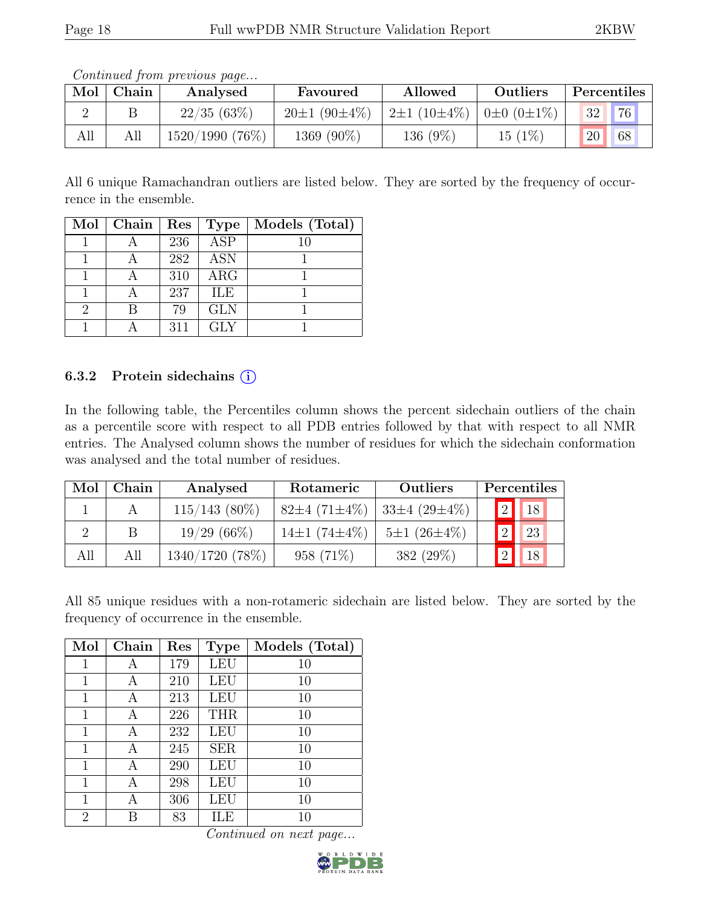*Continued from previous page...*

| Mol | Chain | Analysed | Favoured | Allowed | Outliers | Percentiles | |
|---|---|---|---|---|---|---|---|
| 2 | B | 22/35 (63%) | 20±1 (90±4%) | 2±1 (10±4%) | 0±0 (0±1%) | 32 | 76 |
| All | All | 1520/1990 (76%) | 1369 (90%) | 136 (9%) | 15 (1%) | 20 | 68 |

All 6 unique Ramachandran outliers are listed below. They are sorted by the frequency of occurrence in the ensemble.

| Mol | Chain | Res | Type | Models (Total) |
|---|---|---|---|---|
| 1 | A | 236 | ASP | 10 |
| 1 | A | 282 | ASN | 1 |
| 1 | A | 310 | ARG | 1 |
| 1 | A | 237 | ILE | 1 |
| 2 | B | 79 | GLN | 1 |
| 1 | A | 311 | GLY | 1 |

### 6.3.2 Protein sidechains

In the following table, the Percentiles column shows the percent sidechain outliers of the chain as a percentile score with respect to all PDB entries followed by that with respect to all NMR entries. The Analysed column shows the number of residues for which the sidechain conformation was analysed and the total number of residues.

| Mol | Chain | Analysed | Rotameric | Outliers | Percentiles | |
|---|---|---|---|---|---|---|
| 1 | A | 115/143 (80%) | 82±4 (71±4%) | 33±4 (29±4%) | 2 | 18 |
| 2 | B | 19/29 (66%) | 14±1 (74±4%) | 5±1 (26±4%) | 2 | 23 |
| All | All | 1340/1720 (78%) | 958 (71%) | 382 (29%) | 2 | 18 |

All 85 unique residues with a non-rotameric sidechain are listed below. They are sorted by the frequency of occurrence in the ensemble.

| Mol | Chain | Res | Type | Models (Total) |
|---|---|---|---|---|
| 1 | A | 179 | LEU | 10 |
| 1 | A | 210 | LEU | 10 |
| 1 | A | 213 | LEU | 10 |
| 1 | A | 226 | THR | 10 |
| 1 | A | 232 | LEU | 10 |
| 1 | A | 245 | SER | 10 |
| 1 | A | 290 | LEU | 10 |
| 1 | A | 298 | LEU | 10 |
| 1 | A | 306 | LEU | 10 |
| 2 | B | 83 | ILE | 10 |

*Continued on next page...*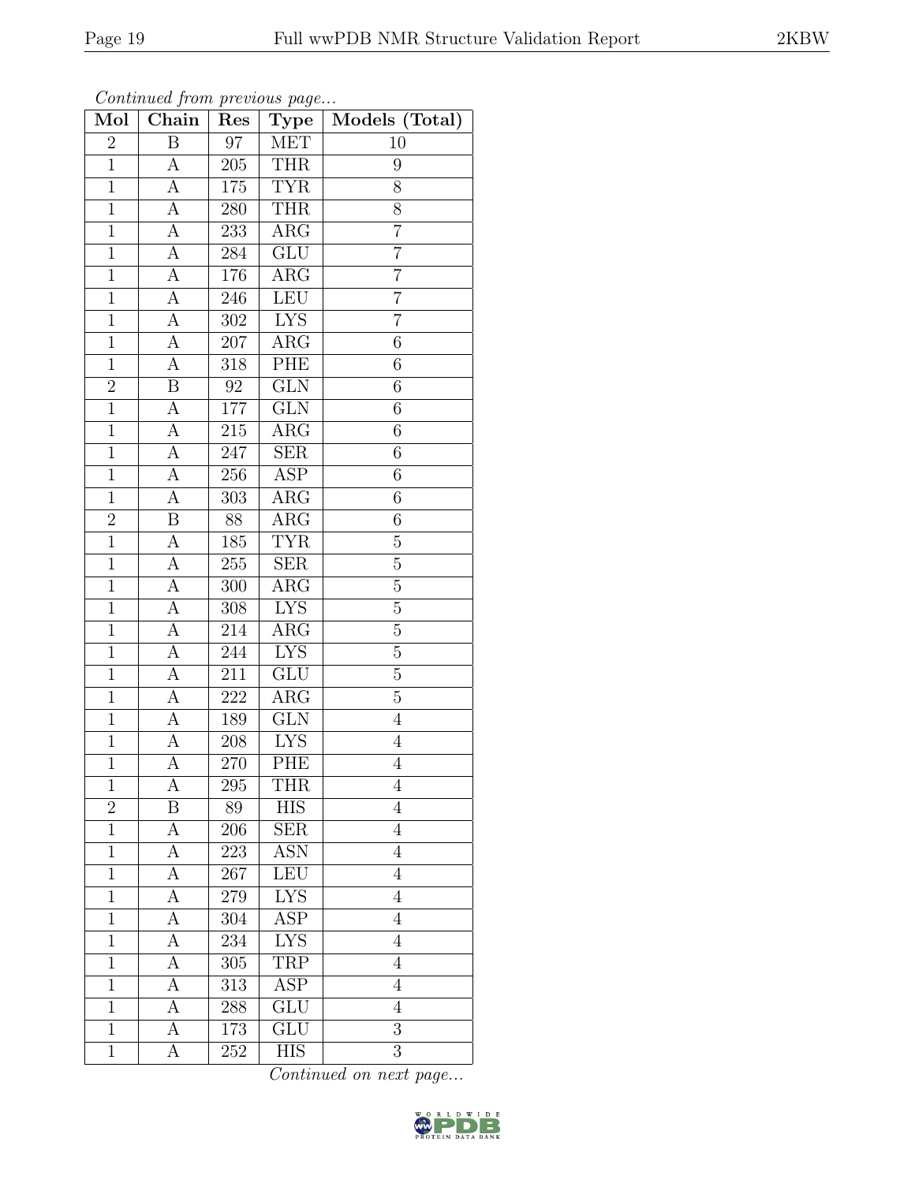*Continued from previous page...*

| Mol | Chain | Res | Type | Models (Total) |
|---|---|---|---|---|
| 2 | B | 97 | MET | 10 |
| 1 | A | 205 | THR | 9 |
| 1 | A | 175 | TYR | 8 |
| 1 | A | 280 | THR | 8 |
| 1 | A | 233 | ARG | 7 |
| 1 | A | 284 | GLU | 7 |
| 1 | A | 176 | ARG | 7 |
| 1 | A | 246 | LEU | 7 |
| 1 | A | 302 | LYS | 7 |
| 1 | A | 207 | ARG | 6 |
| 1 | A | 318 | PHE | 6 |
| 2 | B | 92 | GLN | 6 |
| 1 | A | 177 | GLN | 6 |
| 1 | A | 215 | ARG | 6 |
| 1 | A | 247 | SER | 6 |
| 1 | A | 256 | ASP | 6 |
| 1 | A | 303 | ARG | 6 |
| 2 | B | 88 | ARG | 6 |
| 1 | A | 185 | TYR | 5 |
| 1 | A | 255 | SER | 5 |
| 1 | A | 300 | ARG | 5 |
| 1 | A | 308 | LYS | 5 |
| 1 | A | 214 | ARG | 5 |
| 1 | A | 244 | LYS | 5 |
| 1 | A | 211 | GLU | 5 |
| 1 | A | 222 | ARG | 5 |
| 1 | A | 189 | GLN | 4 |
| 1 | A | 208 | LYS | 4 |
| 1 | A | 270 | PHE | 4 |
| 1 | A | 295 | THR | 4 |
| 2 | B | 89 | HIS | 4 |
| 1 | A | 206 | SER | 4 |
| 1 | A | 223 | ASN | 4 |
| 1 | A | 267 | LEU | 4 |
| 1 | A | 279 | LYS | 4 |
| 1 | A | 304 | ASP | 4 |
| 1 | A | 234 | LYS | 4 |
| 1 | A | 305 | TRP | 4 |
| 1 | A | 313 | ASP | 4 |
| 1 | A | 288 | GLU | 4 |
| 1 | A | 173 | GLU | 3 |
| 1 | A | 252 | HIS | 3 |

*Continued on next page...*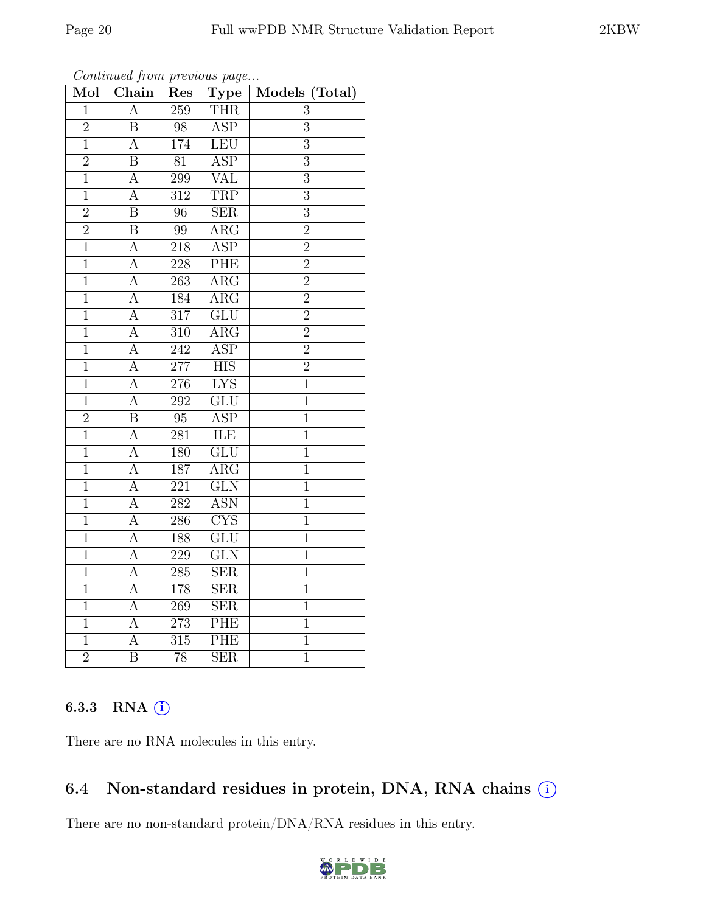*Continued from previous page...*

| Mol | Chain | Res | Type | Models (Total) |
|---|---|---|---|---|
| 1 | A | 259 | THR | 3 |
| 2 | B | 98 | ASP | 3 |
| 1 | A | 174 | LEU | 3 |
| 2 | B | 81 | ASP | 3 |
| 1 | A | 299 | VAL | 3 |
| 1 | A | 312 | TRP | 3 |
| 2 | B | 96 | SER | 3 |
| 2 | B | 99 | ARG | 2 |
| 1 | A | 218 | ASP | 2 |
| 1 | A | 228 | PHE | 2 |
| 1 | A | 263 | ARG | 2 |
| 1 | A | 184 | ARG | 2 |
| 1 | A | 317 | GLU | 2 |
| 1 | A | 310 | ARG | 2 |
| 1 | A | 242 | ASP | 2 |
| 1 | A | 277 | HIS | 2 |
| 1 | A | 276 | LYS | 1 |
| 1 | A | 292 | GLU | 1 |
| 2 | B | 95 | ASP | 1 |
| 1 | A | 281 | ILE | 1 |
| 1 | A | 180 | GLU | 1 |
| 1 | A | 187 | ARG | 1 |
| 1 | A | 221 | GLN | 1 |
| 1 | A | 282 | ASN | 1 |
| 1 | A | 286 | CYS | 1 |
| 1 | A | 188 | GLU | 1 |
| 1 | A | 229 | GLN | 1 |
| 1 | A | 285 | SER | 1 |
| 1 | A | 178 | SER | 1 |
| 1 | A | 269 | SER | 1 |
| 1 | A | 273 | PHE | 1 |
| 1 | A | 315 | PHE | 1 |
| 2 | B | 78 | SER | 1 |

### 6.3.3 RNA

There are no RNA molecules in this entry.

## 6.4 Non-standard residues in protein, DNA, RNA chains

There are no non-standard protein/DNA/RNA residues in this entry.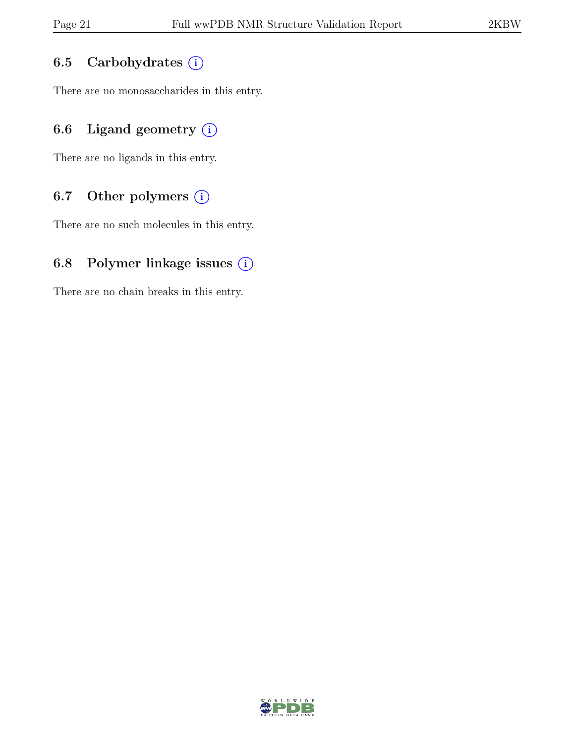## 6.5 Carbohydrates

There are no monosaccharides in this entry.

## 6.6 Ligand geometry

There are no ligands in this entry.

## 6.7 Other polymers

There are no such molecules in this entry.

## 6.8 Polymer linkage issues

There are no chain breaks in this entry.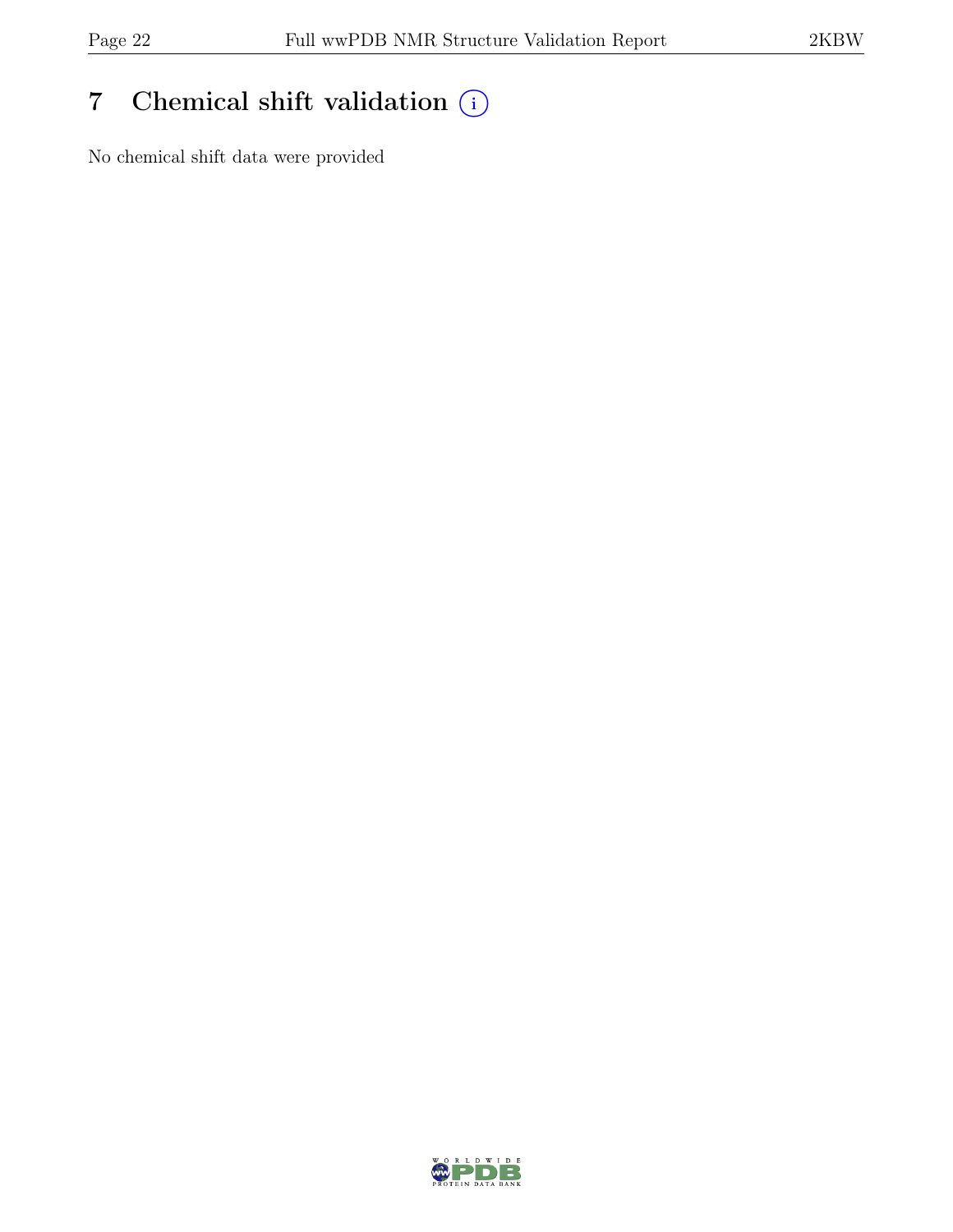# 7 Chemical shift validation (i)

No chemical shift data were provided